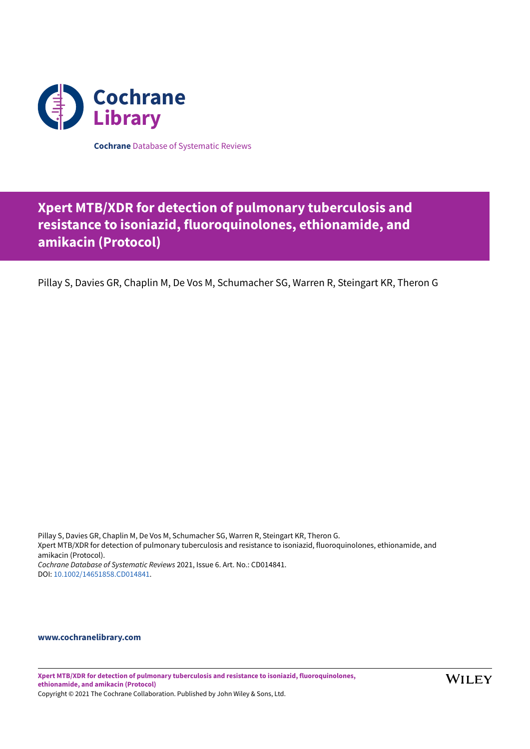Cochrane Library

**Cochrane** Database of Systematic Reviews

# Xpert MTB/XDR for detection of pulmonary tuberculosis and resistance to isoniazid, fluoroquinolones, ethionamide, and amikacin (Protocol)

Pillay S, Davies GR, Chaplin M, De Vos M, Schumacher SG, Warren R, Steingart KR, Theron G

Pillay S, Davies GR, Chaplin M, De Vos M, Schumacher SG, Warren R, Steingart KR, Theron G.
Xpert MTB/XDR for detection of pulmonary tuberculosis and resistance to isoniazid, fluoroquinolones, ethionamide, and amikacin (Protocol).
*Cochrane Database of Systematic Reviews* 2021, Issue 6. Art. No.: CD014841.
DOI: 10.1002/14651858.CD014841.

**www.cochranelibrary.com**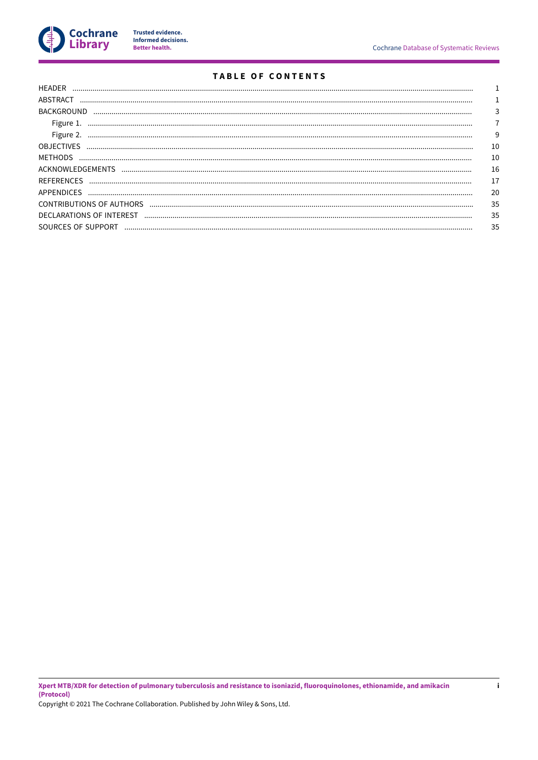# TABLE OF CONTENTS

| | |
|---|---|
| HEADER | 1 |
| ABSTRACT | 1 |
| BACKGROUND | 3 |
| Figure 1. | 7 |
| Figure 2. | 9 |
| OBJECTIVES | 10 |
| METHODS | 10 |
| ACKNOWLEDGEMENTS | 16 |
| REFERENCES | 17 |
| APPENDICES | 20 |
| CONTRIBUTIONS OF AUTHORS | 35 |
| DECLARATIONS OF INTEREST | 35 |
| SOURCES OF SUPPORT | 35 |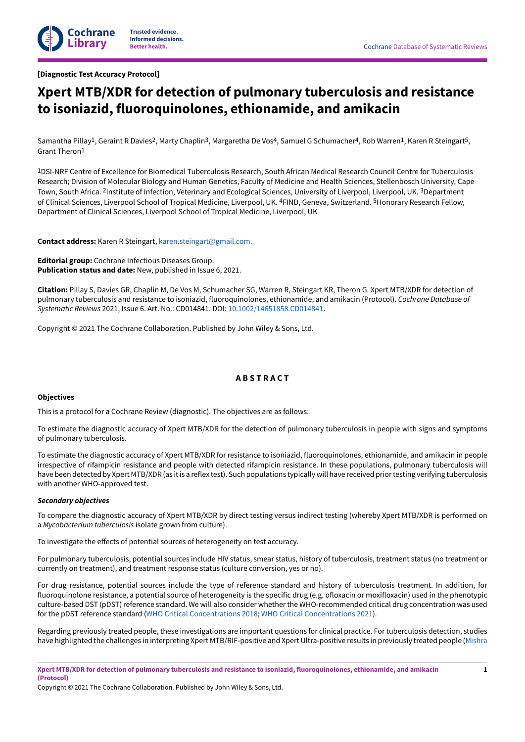**[Diagnostic Test Accuracy Protocol]**

# Xpert MTB/XDR for detection of pulmonary tuberculosis and resistance to isoniazid, fluoroquinolones, ethionamide, and amikacin

Samantha Pillay[1], Geraint R Davies[2], Marty Chaplin[3], Margaretha De Vos[4], Samuel G Schumacher[4], Rob Warren[1], Karen R Steingart[5], Grant Theron[1]

[1]DSI-NRF Centre of Excellence for Biomedical Tuberculosis Research; South African Medical Research Council Centre for Tuberculosis Research; Division of Molecular Biology and Human Genetics, Faculty of Medicine and Health Sciences, Stellenbosch University, Cape Town, South Africa. [2]Institute of Infection, Veterinary and Ecological Sciences, University of Liverpool, Liverpool, UK. [3]Department of Clinical Sciences, Liverpool School of Tropical Medicine, Liverpool, UK. [4]FIND, Geneva, Switzerland. [5]Honorary Research Fellow, Department of Clinical Sciences, Liverpool School of Tropical Medicine, Liverpool, UK

**Contact address:** Karen R Steingart, karen.steingart@gmail.com.

**Editorial group:** Cochrane Infectious Diseases Group.
**Publication status and date:** New, published in Issue 6, 2021.

**Citation:** Pillay S, Davies GR, Chaplin M, De Vos M, Schumacher SG, Warren R, Steingart KR, Theron G. Xpert MTB/XDR for detection of pulmonary tuberculosis and resistance to isoniazid, fluoroquinolones, ethionamide, and amikacin (Protocol). *Cochrane Database of Systematic Reviews* 2021, Issue 6. Art. No.: CD014841. DOI: 10.1002/14651858.CD014841.

Copyright © 2021 The Cochrane Collaboration. Published by John Wiley & Sons, Ltd.

## ABSTRACT

### Objectives

This is a protocol for a Cochrane Review (diagnostic). The objectives are as follows:

To estimate the diagnostic accuracy of Xpert MTB/XDR for the detection of pulmonary tuberculosis in people with signs and symptoms of pulmonary tuberculosis.

To estimate the diagnostic accuracy of Xpert MTB/XDR for resistance to isoniazid, fluoroquinolones, ethionamide, and amikacin in people irrespective of rifampicin resistance and people with detected rifampicin resistance. In these populations, pulmonary tuberculosis will have been detected by Xpert MTB/XDR (as it is a reflex test). Such populations typically will have received prior testing verifying tuberculosis with another WHO-approved test.

#### *Secondary objectives*

To compare the diagnostic accuracy of Xpert MTB/XDR by direct testing versus indirect testing (whereby Xpert MTB/XDR is performed on a *Mycobacterium tuberculosis* isolate grown from culture).

To investigate the effects of potential sources of heterogeneity on test accuracy.

For pulmonary tuberculosis, potential sources include HIV status, smear status, history of tuberculosis, treatment status (no treatment or currently on treatment), and treatment response status (culture conversion, yes or no).

For drug resistance, potential sources include the type of reference standard and history of tuberculosis treatment. In addition, for fluoroquinolone resistance, a potential source of heterogeneity is the specific drug (e.g. ofloxacin or moxifloxacin) used in the phenotypic culture-based DST (pDST) reference standard. We will also consider whether the WHO-recommended critical drug concentration was used for the pDST reference standard (WHO Critical Concentrations 2018; WHO Critical Concentrations 2021).

Regarding previously treated people, these investigations are important questions for clinical practice. For tuberculosis detection, studies have highlighted the challenges in interpreting Xpert MTB/RIF-positive and Xpert Ultra-positive results in previously treated people (Mishra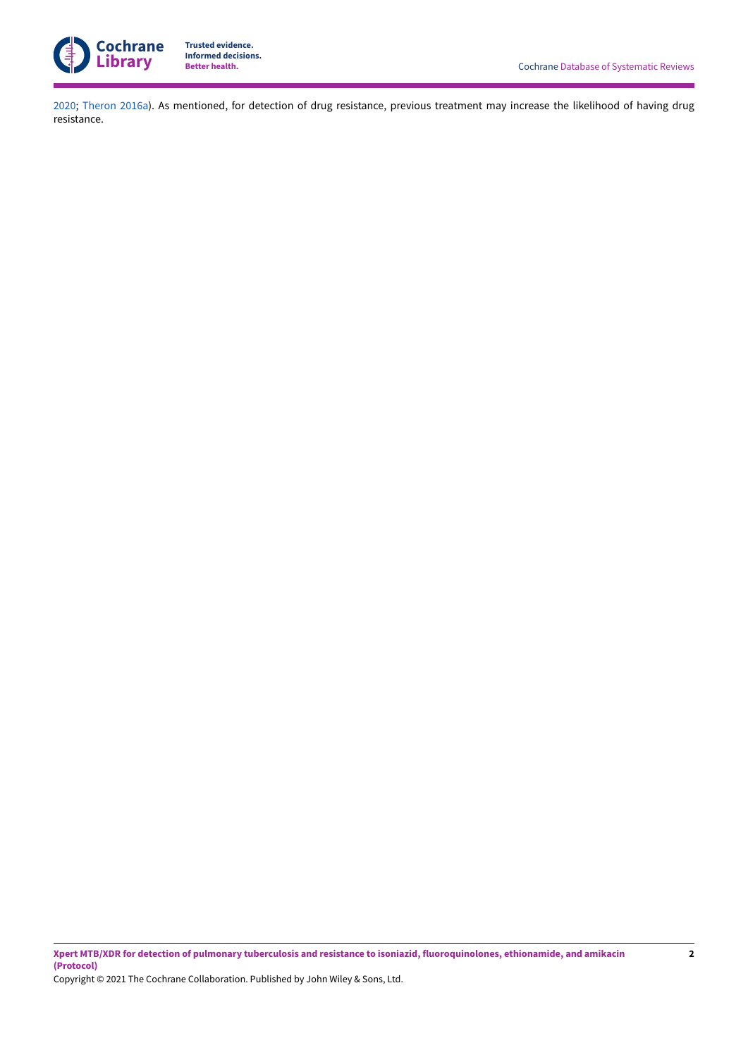2020; Theron 2016a). As mentioned, for detection of drug resistance, previous treatment may increase the likelihood of having drug resistance.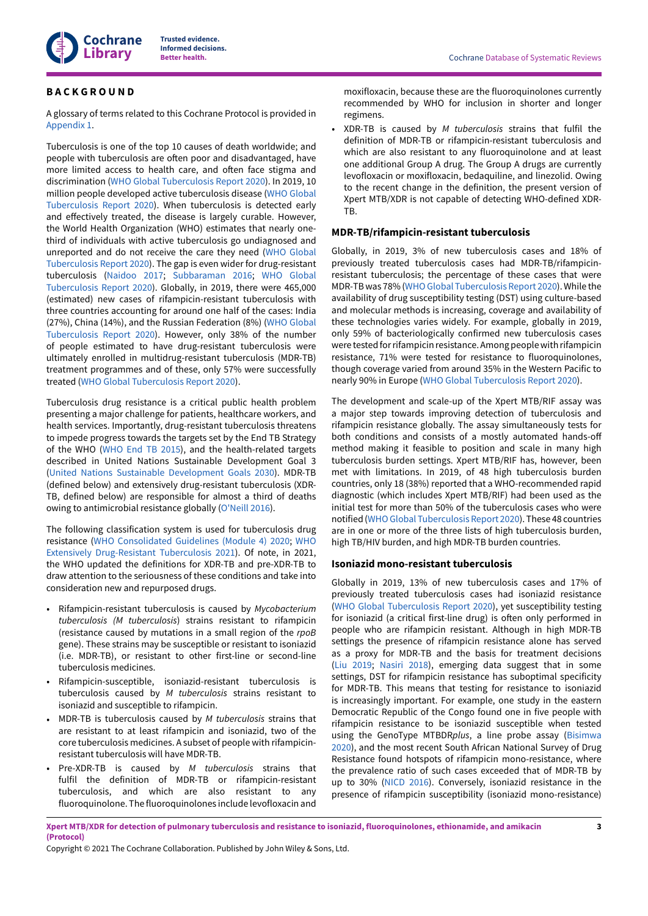# BACKGROUND

A glossary of terms related to this Cochrane Protocol is provided in Appendix 1.

Tuberculosis is one of the top 10 causes of death worldwide; and people with tuberculosis are often poor and disadvantaged, have more limited access to health care, and often face stigma and discrimination (WHO Global Tuberculosis Report 2020). In 2019, 10 million people developed active tuberculosis disease (WHO Global Tuberculosis Report 2020). When tuberculosis is detected early and effectively treated, the disease is largely curable. However, the World Health Organization (WHO) estimates that nearly one-third of individuals with active tuberculosis go undiagnosed and unreported and do not receive the care they need (WHO Global Tuberculosis Report 2020). The gap is even wider for drug-resistant tuberculosis (Naidoo 2017; Subbaraman 2016; WHO Global Tuberculosis Report 2020). Globally, in 2019, there were 465,000 (estimated) new cases of rifampicin-resistant tuberculosis with three countries accounting for around one half of the cases: India (27%), China (14%), and the Russian Federation (8%) (WHO Global Tuberculosis Report 2020). However, only 38% of the number of people estimated to have drug-resistant tuberculosis were ultimately enrolled in multidrug-resistant tuberculosis (MDR-TB) treatment programmes and of these, only 57% were successfully treated (WHO Global Tuberculosis Report 2020).

Tuberculosis drug resistance is a critical public health problem presenting a major challenge for patients, healthcare workers, and health services. Importantly, drug-resistant tuberculosis threatens to impede progress towards the targets set by the End TB Strategy of the WHO (WHO End TB 2015), and the health-related targets described in United Nations Sustainable Development Goal 3 (United Nations Sustainable Development Goals 2030). MDR-TB (defined below) and extensively drug-resistant tuberculosis (XDR-TB, defined below) are responsible for almost a third of deaths owing to antimicrobial resistance globally (O'Neill 2016).

The following classification system is used for tuberculosis drug resistance (WHO Consolidated Guidelines (Module 4) 2020; WHO Extensively Drug-Resistant Tuberculosis 2021). Of note, in 2021, the WHO updated the definitions for XDR-TB and pre-XDR-TB to draw attention to the seriousness of these conditions and take into consideration new and repurposed drugs.

- Rifampicin-resistant tuberculosis is caused by *Mycobacterium tuberculosis (M tuberculosis)* strains resistant to rifampicin (resistance caused by mutations in a small region of the *rpoB* gene). These strains may be susceptible or resistant to isoniazid (i.e. MDR-TB), or resistant to other first-line or second-line tuberculosis medicines.
- Rifampicin-susceptible, isoniazid-resistant tuberculosis is tuberculosis caused by *M tuberculosis* strains resistant to isoniazid and susceptible to rifampicin.
- MDR-TB is tuberculosis caused by *M tuberculosis* strains that are resistant to at least rifampicin and isoniazid, two of the core tuberculosis medicines. A subset of people with rifampicin-resistant tuberculosis will have MDR-TB.
- Pre-XDR-TB is caused by *M tuberculosis* strains that fulfil the definition of MDR-TB or rifampicin-resistant tuberculosis, and which are also resistant to any fluoroquinolone. The fluoroquinolones include levofloxacin and moxifloxacin, because these are the fluoroquinolones currently recommended by WHO for inclusion in shorter and longer regimens.
- XDR-TB is caused by *M tuberculosis* strains that fulfil the definition of MDR-TB or rifampicin-resistant tuberculosis and which are also resistant to any fluoroquinolone and at least one additional Group A drug. The Group A drugs are currently levofloxacin or moxifloxacin, bedaquiline, and linezolid. Owing to the recent change in the definition, the present version of Xpert MTB/XDR is not capable of detecting WHO-defined XDR-TB.

### MDR-TB/rifampicin-resistant tuberculosis

Globally, in 2019, 3% of new tuberculosis cases and 18% of previously treated tuberculosis cases had MDR-TB/rifampicin-resistant tuberculosis; the percentage of these cases that were MDR-TB was 78% (WHO Global Tuberculosis Report 2020). While the availability of drug susceptibility testing (DST) using culture-based and molecular methods is increasing, coverage and availability of these technologies varies widely. For example, globally in 2019, only 59% of bacteriologically confirmed new tuberculosis cases were tested for rifampicin resistance. Among people with rifampicin resistance, 71% were tested for resistance to fluoroquinolones, though coverage varied from around 35% in the Western Pacific to nearly 90% in Europe (WHO Global Tuberculosis Report 2020).

The development and scale-up of the Xpert MTB/RIF assay was a major step towards improving detection of tuberculosis and rifampicin resistance globally. The assay simultaneously tests for both conditions and consists of a mostly automated hands-off method making it feasible to position and scale in many high tuberculosis burden settings. Xpert MTB/RIF has, however, been met with limitations. In 2019, of 48 high tuberculosis burden countries, only 18 (38%) reported that a WHO-recommended rapid diagnostic (which includes Xpert MTB/RIF) had been used as the initial test for more than 50% of the tuberculosis cases who were notified (WHO Global Tuberculosis Report 2020). These 48 countries are in one or more of the three lists of high tuberculosis burden, high TB/HIV burden, and high MDR-TB burden countries.

### Isoniazid mono-resistant tuberculosis

Globally in 2019, 13% of new tuberculosis cases and 17% of previously treated tuberculosis cases had isoniazid resistance (WHO Global Tuberculosis Report 2020), yet susceptibility testing for isoniazid (a critical first-line drug) is often only performed in people who are rifampicin resistant. Although in high MDR-TB settings the presence of rifampicin resistance alone has served as a proxy for MDR-TB and the basis for treatment decisions (Liu 2019; Nasiri 2018), emerging data suggest that in some settings, DST for rifampicin resistance has suboptimal specificity for MDR-TB. This means that testing for resistance to isoniazid is increasingly important. For example, one study in the eastern Democratic Republic of the Congo found one in five people with rifampicin resistance to be isoniazid susceptible when tested using the GenoType MTBDR*plus*, a line probe assay (Bisimwa 2020), and the most recent South African National Survey of Drug Resistance found hotspots of rifampicin mono-resistance, where the prevalence ratio of such cases exceeded that of MDR-TB by up to 30% (NICD 2016). Conversely, isoniazid resistance in the presence of rifampicin susceptibility (isoniazid mono-resistance)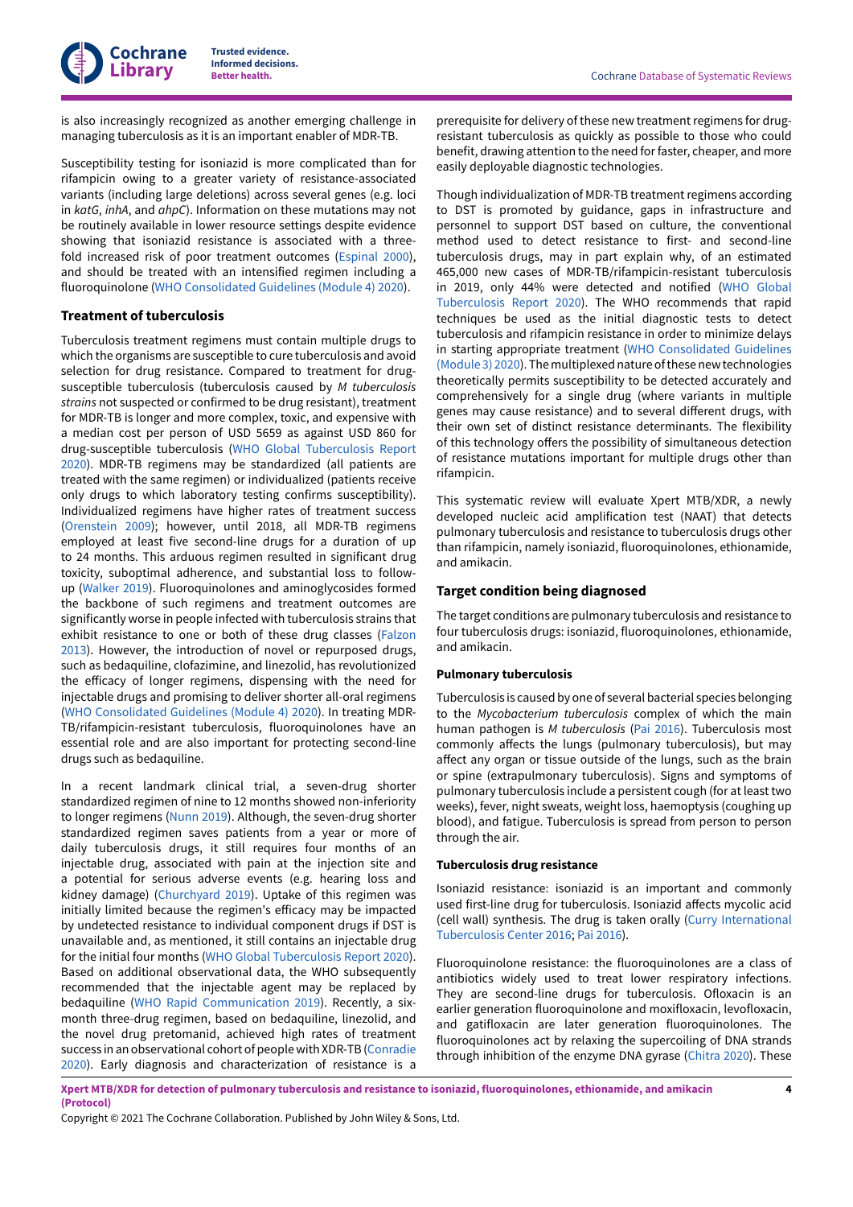is also increasingly recognized as another emerging challenge in managing tuberculosis as it is an important enabler of MDR-TB.

Susceptibility testing for isoniazid is more complicated than for rifampicin owing to a greater variety of resistance-associated variants (including large deletions) across several genes (e.g. loci in *katG*, *inhA*, and *ahpC*). Information on these mutations may not be routinely available in lower resource settings despite evidence showing that isoniazid resistance is associated with a threefold increased risk of poor treatment outcomes (Espinal 2000), and should be treated with an intensified regimen including a fluoroquinolone (WHO Consolidated Guidelines (Module 4) 2020).

### Treatment of tuberculosis

Tuberculosis treatment regimens must contain multiple drugs to which the organisms are susceptible to cure tuberculosis and avoid selection for drug resistance. Compared to treatment for drug-susceptible tuberculosis (tuberculosis caused by *M tuberculosis strains* not suspected or confirmed to be drug resistant), treatment for MDR-TB is longer and more complex, toxic, and expensive with a median cost per person of USD 5659 as against USD 860 for drug-susceptible tuberculosis (WHO Global Tuberculosis Report 2020). MDR-TB regimens may be standardized (all patients are treated with the same regimen) or individualized (patients receive only drugs to which laboratory testing confirms susceptibility). Individualized regimens have higher rates of treatment success (Orenstein 2009); however, until 2018, all MDR-TB regimens employed at least five second-line drugs for a duration of up to 24 months. This arduous regimen resulted in significant drug toxicity, suboptimal adherence, and substantial loss to follow-up (Walker 2019). Fluoroquinolones and aminoglycosides formed the backbone of such regimens and treatment outcomes are significantly worse in people infected with tuberculosis strains that exhibit resistance to one or both of these drug classes (Falzon 2013). However, the introduction of novel or repurposed drugs, such as bedaquiline, clofazimine, and linezolid, has revolutionized the efficacy of longer regimens, dispensing with the need for injectable drugs and promising to deliver shorter all-oral regimens (WHO Consolidated Guidelines (Module 4) 2020). In treating MDR-TB/rifampicin-resistant tuberculosis, fluoroquinolones have an essential role and are also important for protecting second-line drugs such as bedaquiline.

In a recent landmark clinical trial, a seven-drug shorter standardized regimen of nine to 12 months showed non-inferiority to longer regimens (Nunn 2019). Although, the seven-drug shorter standardized regimen saves patients from a year or more of daily tuberculosis drugs, it still requires four months of an injectable drug, associated with pain at the injection site and a potential for serious adverse events (e.g. hearing loss and kidney damage) (Churchyard 2019). Uptake of this regimen was initially limited because the regimen's efficacy may be impacted by undetected resistance to individual component drugs if DST is unavailable and, as mentioned, it still contains an injectable drug for the initial four months (WHO Global Tuberculosis Report 2020). Based on additional observational data, the WHO subsequently recommended that the injectable agent may be replaced by bedaquiline (WHO Rapid Communication 2019). Recently, a six-month three-drug regimen, based on bedaquiline, linezolid, and the novel drug pretomanid, achieved high rates of treatment success in an observational cohort of people with XDR-TB (Conradie 2020). Early diagnosis and characterization of resistance is a prerequisite for delivery of these new treatment regimens for drug-resistant tuberculosis as quickly as possible to those who could benefit, drawing attention to the need for faster, cheaper, and more easily deployable diagnostic technologies.

Though individualization of MDR-TB treatment regimens according to DST is promoted by guidance, gaps in infrastructure and personnel to support DST based on culture, the conventional method used to detect resistance to first- and second-line tuberculosis drugs, may in part explain why, of an estimated 465,000 new cases of MDR-TB/rifampicin-resistant tuberculosis in 2019, only 44% were detected and notified (WHO Global Tuberculosis Report 2020). The WHO recommends that rapid techniques be used as the initial diagnostic tests to detect tuberculosis and rifampicin resistance in order to minimize delays in starting appropriate treatment (WHO Consolidated Guidelines (Module 3) 2020). The multiplexed nature of these new technologies theoretically permits susceptibility to be detected accurately and comprehensively for a single drug (where variants in multiple genes may cause resistance) and to several different drugs, with their own set of distinct resistance determinants. The flexibility of this technology offers the possibility of simultaneous detection of resistance mutations important for multiple drugs other than rifampicin.

This systematic review will evaluate Xpert MTB/XDR, a newly developed nucleic acid amplification test (NAAT) that detects pulmonary tuberculosis and resistance to tuberculosis drugs other than rifampicin, namely isoniazid, fluoroquinolones, ethionamide, and amikacin.

### Target condition being diagnosed

The target conditions are pulmonary tuberculosis and resistance to four tuberculosis drugs: isoniazid, fluoroquinolones, ethionamide, and amikacin.

#### Pulmonary tuberculosis

Tuberculosis is caused by one of several bacterial species belonging to the *Mycobacterium tuberculosis* complex of which the main human pathogen is *M tuberculosis* (Pai 2016). Tuberculosis most commonly affects the lungs (pulmonary tuberculosis), but may affect any organ or tissue outside of the lungs, such as the brain or spine (extrapulmonary tuberculosis). Signs and symptoms of pulmonary tuberculosis include a persistent cough (for at least two weeks), fever, night sweats, weight loss, haemoptysis (coughing up blood), and fatigue. Tuberculosis is spread from person to person through the air.

#### Tuberculosis drug resistance

Isoniazid resistance: isoniazid is an important and commonly used first-line drug for tuberculosis. Isoniazid affects mycolic acid (cell wall) synthesis. The drug is taken orally (Curry International Tuberculosis Center 2016; Pai 2016).

Fluoroquinolone resistance: the fluoroquinolones are a class of antibiotics widely used to treat lower respiratory infections. They are second-line drugs for tuberculosis. Ofloxacin is an earlier generation fluoroquinolone and moxifloxacin, levofloxacin, and gatifloxacin are later generation fluoroquinolones. The fluoroquinolones act by relaxing the supercoiling of DNA strands through inhibition of the enzyme DNA gyrase (Chitra 2020). These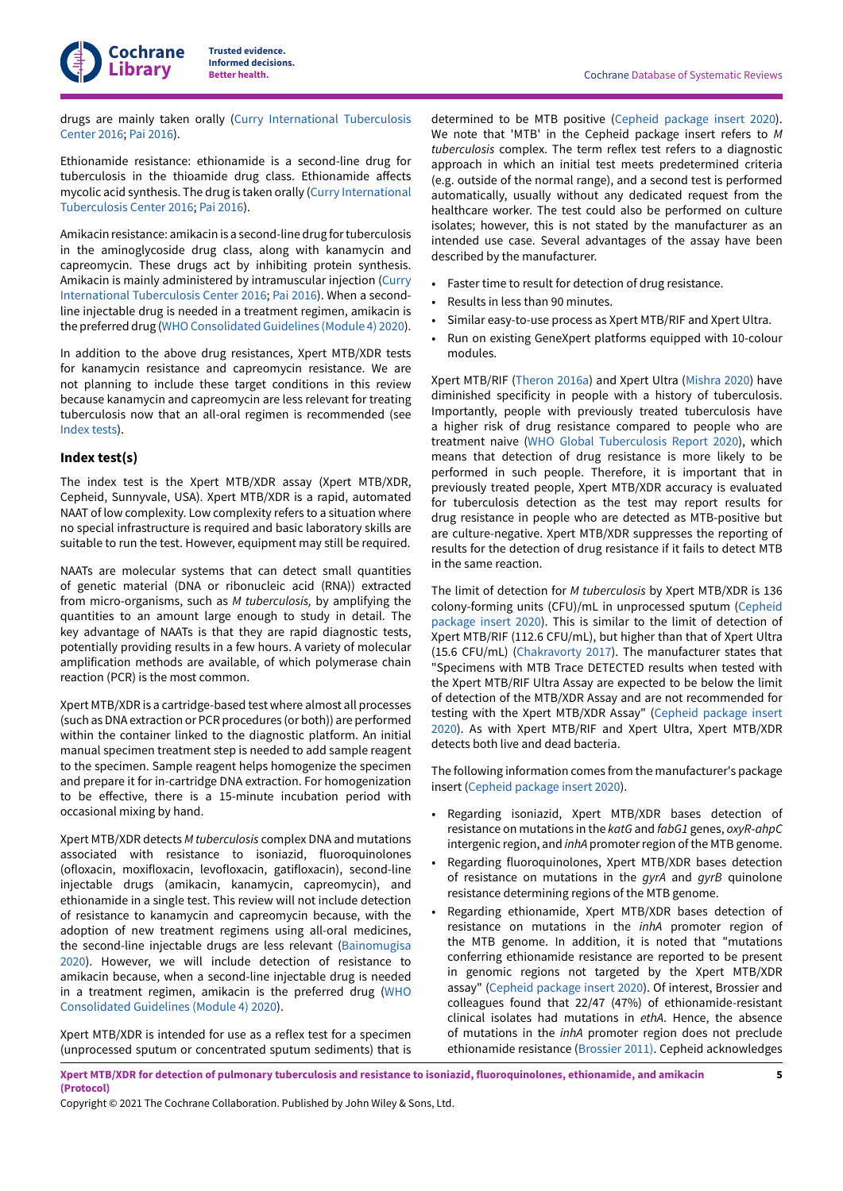drugs are mainly taken orally (Curry International Tuberculosis Center 2016; Pai 2016).

Ethionamide resistance: ethionamide is a second-line drug for tuberculosis in the thioamide drug class. Ethionamide affects mycolic acid synthesis. The drug is taken orally (Curry International Tuberculosis Center 2016; Pai 2016).

Amikacin resistance: amikacin is a second-line drug for tuberculosis in the aminoglycoside drug class, along with kanamycin and capreomycin. These drugs act by inhibiting protein synthesis. Amikacin is mainly administered by intramuscular injection (Curry International Tuberculosis Center 2016; Pai 2016). When a second-line injectable drug is needed in a treatment regimen, amikacin is the preferred drug (WHO Consolidated Guidelines (Module 4) 2020).

In addition to the above drug resistances, Xpert MTB/XDR tests for kanamycin resistance and capreomycin resistance. We are not planning to include these target conditions in this review because kanamycin and capreomycin are less relevant for treating tuberculosis now that an all-oral regimen is recommended (see Index tests).

### Index test(s)

The index test is the Xpert MTB/XDR assay (Xpert MTB/XDR, Cepheid, Sunnyvale, USA). Xpert MTB/XDR is a rapid, automated NAAT of low complexity. Low complexity refers to a situation where no special infrastructure is required and basic laboratory skills are suitable to run the test. However, equipment may still be required.

NAATs are molecular systems that can detect small quantities of genetic material (DNA or ribonucleic acid (RNA)) extracted from micro-organisms, such as *M tuberculosis,* by amplifying the quantities to an amount large enough to study in detail. The key advantage of NAATs is that they are rapid diagnostic tests, potentially providing results in a few hours. A variety of molecular amplification methods are available, of which polymerase chain reaction (PCR) is the most common.

Xpert MTB/XDR is a cartridge-based test where almost all processes (such as DNA extraction or PCR procedures (or both)) are performed within the container linked to the diagnostic platform. An initial manual specimen treatment step is needed to add sample reagent to the specimen. Sample reagent helps homogenize the specimen and prepare it for in-cartridge DNA extraction. For homogenization to be effective, there is a 15-minute incubation period with occasional mixing by hand.

Xpert MTB/XDR detects *M tuberculosis* complex DNA and mutations associated with resistance to isoniazid, fluoroquinolones (ofloxacin, moxifloxacin, levofloxacin, gatifloxacin), second-line injectable drugs (amikacin, kanamycin, capreomycin), and ethionamide in a single test. This review will not include detection of resistance to kanamycin and capreomycin because, with the adoption of new treatment regimens using all-oral medicines, the second-line injectable drugs are less relevant (Bainomugisa 2020). However, we will include detection of resistance to amikacin because, when a second-line injectable drug is needed in a treatment regimen, amikacin is the preferred drug (WHO Consolidated Guidelines (Module 4) 2020).

Xpert MTB/XDR is intended for use as a reflex test for a specimen (unprocessed sputum or concentrated sputum sediments) that is determined to be MTB positive (Cepheid package insert 2020). We note that 'MTB' in the Cepheid package insert refers to *M tuberculosis* complex. The term reflex test refers to a diagnostic approach in which an initial test meets predetermined criteria (e.g. outside of the normal range), and a second test is performed automatically, usually without any dedicated request from the healthcare worker. The test could also be performed on culture isolates; however, this is not stated by the manufacturer as an intended use case. Several advantages of the assay have been described by the manufacturer.

- Faster time to result for detection of drug resistance.
- Results in less than 90 minutes.
- Similar easy-to-use process as Xpert MTB/RIF and Xpert Ultra.
- Run on existing GeneXpert platforms equipped with 10-colour modules.

Xpert MTB/RIF (Theron 2016a) and Xpert Ultra (Mishra 2020) have diminished specificity in people with a history of tuberculosis. Importantly, people with previously treated tuberculosis have a higher risk of drug resistance compared to people who are treatment naive (WHO Global Tuberculosis Report 2020), which means that detection of drug resistance is more likely to be performed in such people. Therefore, it is important that in previously treated people, Xpert MTB/XDR accuracy is evaluated for tuberculosis detection as the test may report results for drug resistance in people who are detected as MTB-positive but are culture-negative. Xpert MTB/XDR suppresses the reporting of results for the detection of drug resistance if it fails to detect MTB in the same reaction.

The limit of detection for *M tuberculosis* by Xpert MTB/XDR is 136 colony-forming units (CFU)/mL in unprocessed sputum (Cepheid package insert 2020). This is similar to the limit of detection of Xpert MTB/RIF (112.6 CFU/mL), but higher than that of Xpert Ultra (15.6 CFU/mL) (Chakravorty 2017). The manufacturer states that "Specimens with MTB Trace DETECTED results when tested with the Xpert MTB/RIF Ultra Assay are expected to be below the limit of detection of the MTB/XDR Assay and are not recommended for testing with the Xpert MTB/XDR Assay" (Cepheid package insert 2020). As with Xpert MTB/RIF and Xpert Ultra, Xpert MTB/XDR detects both live and dead bacteria.

The following information comes from the manufacturer's package insert (Cepheid package insert 2020).

- Regarding isoniazid, Xpert MTB/XDR bases detection of resistance on mutations in the *katG* and *fabG1* genes, *oxyR-ahpC* intergenic region, and *inhA* promoter region of the MTB genome.
- Regarding fluoroquinolones, Xpert MTB/XDR bases detection of resistance on mutations in the *gyrA* and *gyrB* quinolone resistance determining regions of the MTB genome.
- Regarding ethionamide, Xpert MTB/XDR bases detection of resistance on mutations in the *inhA* promoter region of the MTB genome. In addition, it is noted that "mutations conferring ethionamide resistance are reported to be present in genomic regions not targeted by the Xpert MTB/XDR assay" (Cepheid package insert 2020). Of interest, Brossier and colleagues found that 22/47 (47%) of ethionamide-resistant clinical isolates had mutations in *ethA*. Hence, the absence of mutations in the *inhA* promoter region does not preclude ethionamide resistance (Brossier 2011). Cepheid acknowledges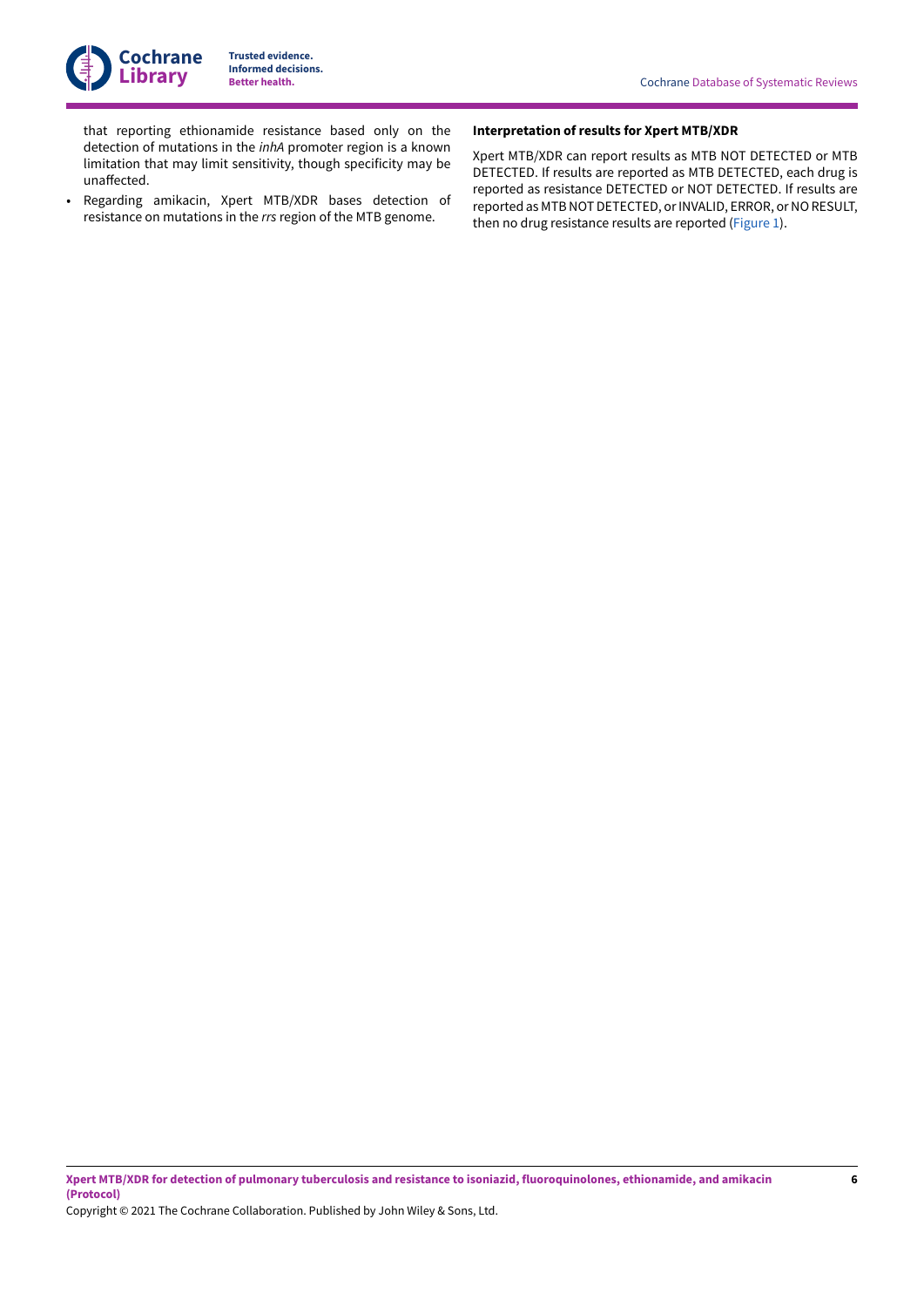that reporting ethionamide resistance based only on the detection of mutations in the *inhA* promoter region is a known limitation that may limit sensitivity, though specificity may be unaffected.

- Regarding amikacin, Xpert MTB/XDR bases detection of resistance on mutations in the *rrs* region of the MTB genome.

**Interpretation of results for Xpert MTB/XDR**

Xpert MTB/XDR can report results as MTB NOT DETECTED or MTB DETECTED. If results are reported as MTB DETECTED, each drug is reported as resistance DETECTED or NOT DETECTED. If results are reported as MTB NOT DETECTED, or INVALID, ERROR, or NO RESULT, then no drug resistance results are reported (Figure 1).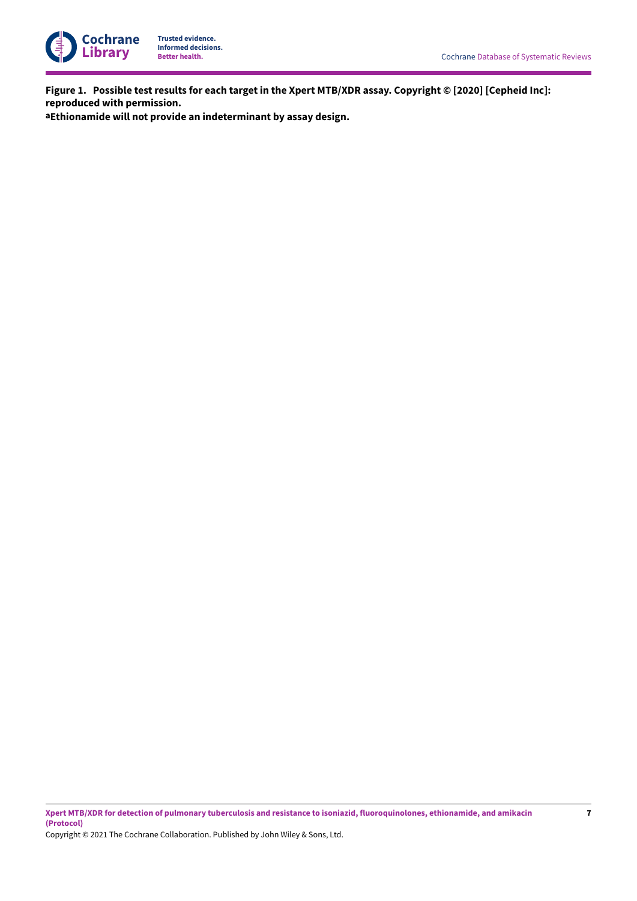**Figure 1. Possible test results for each target in the Xpert MTB/XDR assay. Copyright © [2020] [Cepheid Inc]: reproduced with permission.**

**[a]Ethionamide will not provide an indeterminant by assay design.**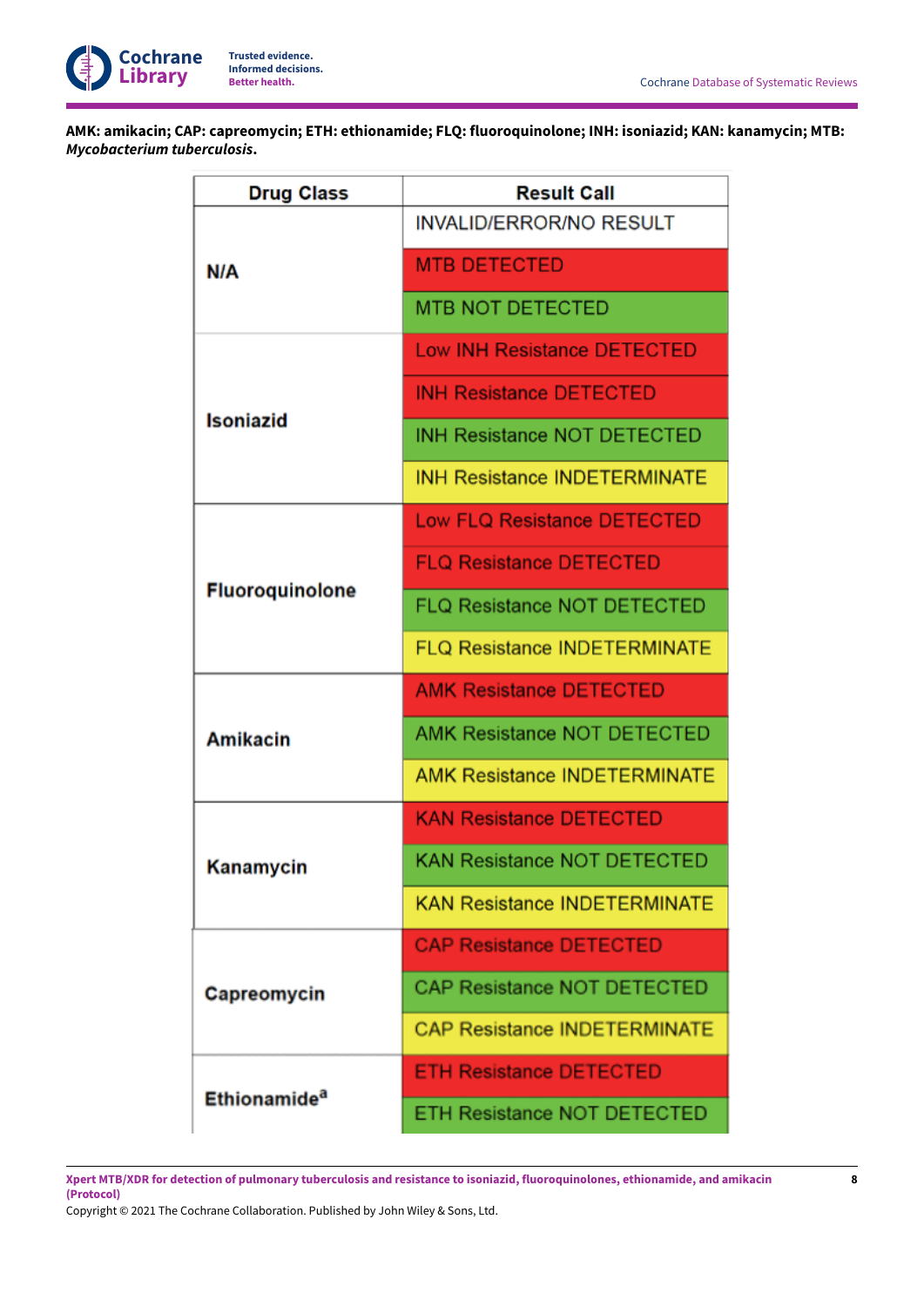**AMK: amikacin; CAP: capreomycin; ETH: ethionamide; FLQ: fluoroquinolone; INH: isoniazid; KAN: kanamycin; MTB: *Mycobacterium tuberculosis*.**

| Drug Class | Result Call |
|---|---|
| N/A | INVALID/ERROR/NO RESULT |
| | MTB DETECTED |
| | MTB NOT DETECTED |
| Isoniazid | Low INH Resistance DETECTED |
| | INH Resistance DETECTED |
| | INH Resistance NOT DETECTED |
| | INH Resistance INDETERMINATE |
| Fluoroquinolone | Low FLQ Resistance DETECTED |
| | FLQ Resistance DETECTED |
| | FLQ Resistance NOT DETECTED |
| | FLQ Resistance INDETERMINATE |
| Amikacin | AMK Resistance DETECTED |
| | AMK Resistance NOT DETECTED |
| | AMK Resistance INDETERMINATE |
| Kanamycin | KAN Resistance DETECTED |
| | KAN Resistance NOT DETECTED |
| | KAN Resistance INDETERMINATE |
| Capreomycin | CAP Resistance DETECTED |
| | CAP Resistance NOT DETECTED |
| | CAP Resistance INDETERMINATE |
| Ethionamide[a] | ETH Resistance DETECTED |
| | ETH Resistance NOT DETECTED |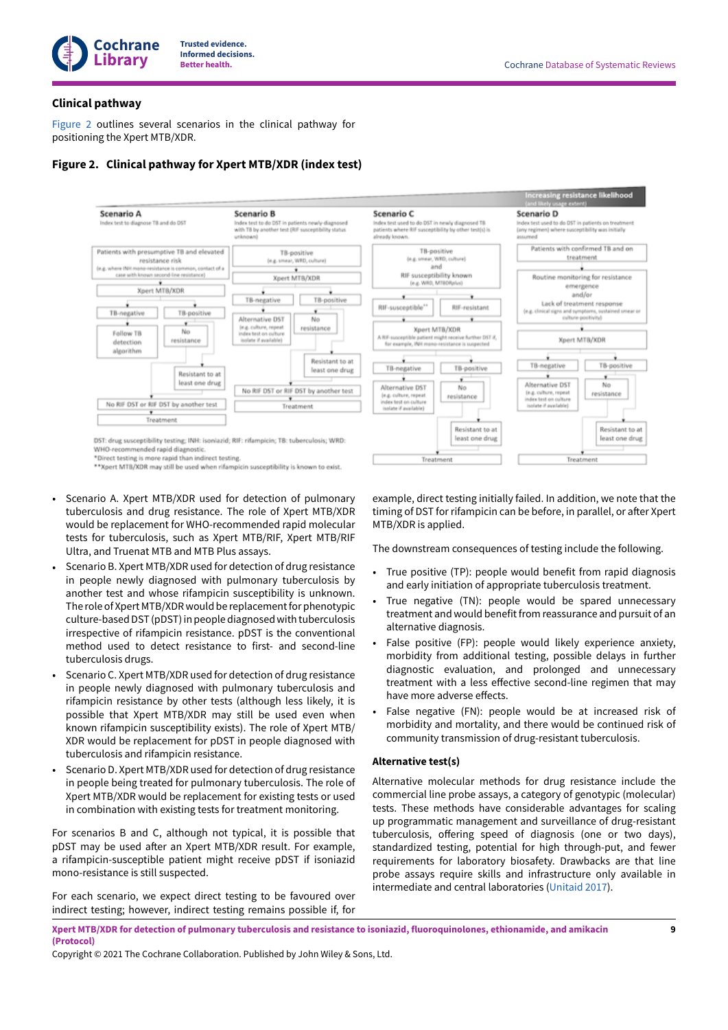## Clinical pathway

Figure 2 outlines several scenarios in the clinical pathway for positioning the Xpert MTB/XDR.

### Figure 2. Clinical pathway for Xpert MTB/XDR (index test)

Increasing resistance likelihood (and likely usage extent)

**Scenario A** — Index test to diagnose TB and do DST

Patients with presumptive TB and elevated resistance risk (e.g. where INH mono-resistance is common, contact of a case with known second-line resistance) → Xpert MTB/XDR → TB-negative → Follow TB detection algorithm; TB-positive → No resistance / Resistant to at least one drug → No RIF DST or RIF DST by another test → Treatment

**Scenario B** — Index test to do DST in patients newly diagnosed with TB by another test (RIF susceptibility status unknown)

TB-positive (e.g. smear, WRD, culture) → Xpert MTB/XDR → TB-negative → Alternative DST (e.g. culture, repeat index test on culture isolate if available); TB-positive → No resistance / Resistant to at least one drug → No RIF DST or RIF DST by another test → Treatment

**Scenario C** — Index test used to do DST in newly diagnosed TB patients where RIF susceptibility by other test(s) is already known.

TB-positive (e.g. smear, WRD, culture) and RIF susceptibility known (e.g. WRD, MTBDRplus) → RIF-susceptible** / RIF-resistant → Xpert MTB/XDR (A RIF-susceptible patient might receive further DST if, for example, INH mono-resistance is suspected) → TB-negative → Alternative DST (e.g. culture, repeat index test on culture isolate if available); TB-positive → No resistance / Resistant to at least one drug → Treatment

**Scenario D** — Index test used to do DST in patients on treatment (any regimen) where susceptibility was initially assumed

Patients with confirmed TB and on treatment → Routine monitoring for resistance emergence and/or Lack of treatment response (e.g. clinical signs and symptoms, sustained smear or culture positivity) → Xpert MTB/XDR → TB-negative → Alternative DST (e.g. culture, repeat index test on culture isolate if available); TB-positive → No resistance / Resistant to at least one drug → Treatment

DST: drug susceptibility testing; INH: isoniazid; RIF: rifampicin; TB: tuberculosis; WRD: WHO-recommended rapid diagnostic.
*Direct testing is more rapid than indirect testing.
**Xpert MTB/XDR may still be used when rifampicin susceptibility is known to exist.

- Scenario A. Xpert MTB/XDR used for detection of pulmonary tuberculosis and drug resistance. The role of Xpert MTB/XDR would be replacement for WHO-recommended rapid molecular tests for tuberculosis, such as Xpert MTB/RIF, Xpert MTB/RIF Ultra, and Truenat MTB and MTB Plus assays.
- Scenario B. Xpert MTB/XDR used for detection of drug resistance in people newly diagnosed with pulmonary tuberculosis by another test and whose rifampicin susceptibility is unknown. The role of Xpert MTB/XDR would be replacement for phenotypic culture-based DST (pDST) in people diagnosed with tuberculosis irrespective of rifampicin resistance. pDST is the conventional method used to detect resistance to first- and second-line tuberculosis drugs.
- Scenario C. Xpert MTB/XDR used for detection of drug resistance in people newly diagnosed with pulmonary tuberculosis and rifampicin resistance by other tests (although less likely, it is possible that Xpert MTB/XDR may still be used even when known rifampicin susceptibility exists). The role of Xpert MTB/XDR would be replacement for pDST in people diagnosed with tuberculosis and rifampicin resistance.
- Scenario D. Xpert MTB/XDR used for detection of drug resistance in people being treated for pulmonary tuberculosis. The role of Xpert MTB/XDR would be replacement for existing tests or used in combination with existing tests for treatment monitoring.

For scenarios B and C, although not typical, it is possible that pDST may be used after an Xpert MTB/XDR result. For example, a rifampicin-susceptible patient might receive pDST if isoniazid mono-resistance is still suspected.

For each scenario, we expect direct testing to be favoured over indirect testing; however, indirect testing remains possible if, for example, direct testing initially failed. In addition, we note that the timing of DST for rifampicin can be before, in parallel, or after Xpert MTB/XDR is applied.

The downstream consequences of testing include the following.

- True positive (TP): people would benefit from rapid diagnosis and early initiation of appropriate tuberculosis treatment.
- True negative (TN): people would be spared unnecessary treatment and would benefit from reassurance and pursuit of an alternative diagnosis.
- False positive (FP): people would likely experience anxiety, morbidity from additional testing, possible delays in further diagnostic evaluation, and prolonged and unnecessary treatment with a less effective second-line regimen that may have more adverse effects.
- False negative (FN): people would be at increased risk of morbidity and mortality, and there would be continued risk of community transmission of drug-resistant tuberculosis.

### Alternative test(s)

Alternative molecular methods for drug resistance include the commercial line probe assays, a category of genotypic (molecular) tests. These methods have considerable advantages for scaling up programmatic management and surveillance of drug-resistant tuberculosis, offering speed of diagnosis (one or two days), standardized testing, potential for high through-put, and fewer requirements for laboratory biosafety. Drawbacks are that line probe assays require skills and infrastructure only available in intermediate and central laboratories (Unitaid 2017).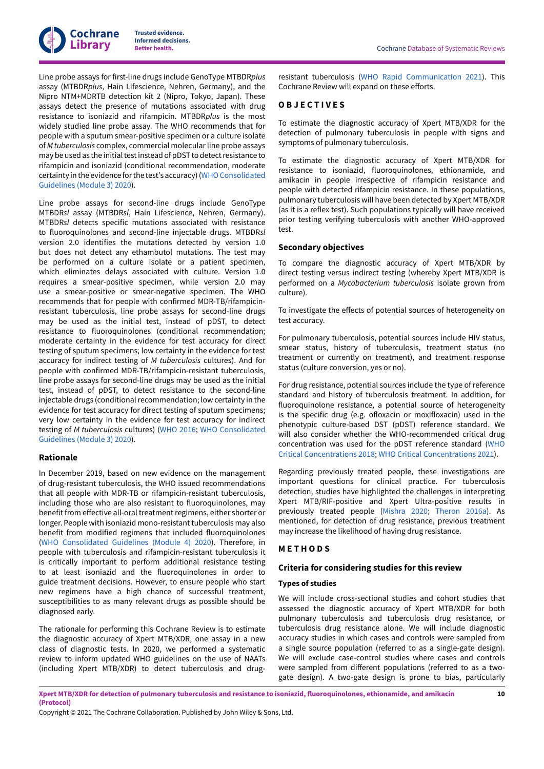Line probe assays for first-line drugs include GenoType MTBDR*plus* assay (MTBDR*plus*, Hain Lifescience, Nehren, Germany), and the Nipro NTM+MDRTB detection kit 2 (Nipro, Tokyo, Japan). These assays detect the presence of mutations associated with drug resistance to isoniazid and rifampicin. MTBDR*plus* is the most widely studied line probe assay. The WHO recommends that for people with a sputum smear-positive specimen or a culture isolate of *M tuberculosis* complex, commercial molecular line probe assays may be used as the initial test instead of pDST to detect resistance to rifampicin and isoniazid (conditional recommendation, moderate certainty in the evidence for the test's accuracy) (WHO Consolidated Guidelines (Module 3) 2020).

Line probe assays for second-line drugs include GenoType MTBDR*sl* assay (MTBDR*sl*, Hain Lifescience, Nehren, Germany). MTBDR*sl* detects specific mutations associated with resistance to fluoroquinolones and second-line injectable drugs. MTBDR*sl* version 2.0 identifies the mutations detected by version 1.0 but does not detect any ethambutol mutations. The test may be performed on a culture isolate or a patient specimen, which eliminates delays associated with culture. Version 1.0 requires a smear-positive specimen, while version 2.0 may use a smear-positive or smear-negative specimen. The WHO recommends that for people with confirmed MDR-TB/rifampicin-resistant tuberculosis, line probe assays for second-line drugs may be used as the initial test, instead of pDST, to detect resistance to fluoroquinolones (conditional recommendation; moderate certainty in the evidence for test accuracy for direct testing of sputum specimens; low certainty in the evidence for test accuracy for indirect testing of *M tuberculosis* cultures). And for people with confirmed MDR-TB/rifampicin-resistant tuberculosis, line probe assays for second-line drugs may be used as the initial test, instead of pDST, to detect resistance to the second-line injectable drugs (conditional recommendation; low certainty in the evidence for test accuracy for direct testing of sputum specimens; very low certainty in the evidence for test accuracy for indirect testing of *M tuberculosis* cultures) (WHO 2016; WHO Consolidated Guidelines (Module 3) 2020).

### Rationale

In December 2019, based on new evidence on the management of drug-resistant tuberculosis, the WHO issued recommendations that all people with MDR-TB or rifampicin-resistant tuberculosis, including those who are also resistant to fluoroquinolones, may benefit from effective all-oral treatment regimens, either shorter or longer. People with isoniazid mono-resistant tuberculosis may also benefit from modified regimens that included fluoroquinolones (WHO Consolidated Guidelines (Module 4) 2020). Therefore, in people with tuberculosis and rifampicin-resistant tuberculosis it is critically important to perform additional resistance testing to at least isoniazid and the fluoroquinolones in order to guide treatment decisions. However, to ensure people who start new regimens have a high chance of successful treatment, susceptibilities to as many relevant drugs as possible should be diagnosed early.

The rationale for performing this Cochrane Review is to estimate the diagnostic accuracy of Xpert MTB/XDR, one assay in a new class of diagnostic tests. In 2020, we performed a systematic review to inform updated WHO guidelines on the use of NAATs (including Xpert MTB/XDR) to detect tuberculosis and drug-resistant tuberculosis (WHO Rapid Communication 2021). This Cochrane Review will expand on these efforts.

## OBJECTIVES

To estimate the diagnostic accuracy of Xpert MTB/XDR for the detection of pulmonary tuberculosis in people with signs and symptoms of pulmonary tuberculosis.

To estimate the diagnostic accuracy of Xpert MTB/XDR for resistance to isoniazid, fluoroquinolones, ethionamide, and amikacin in people irrespective of rifampicin resistance and people with detected rifampicin resistance. In these populations, pulmonary tuberculosis will have been detected by Xpert MTB/XDR (as it is a reflex test). Such populations typically will have received prior testing verifying tuberculosis with another WHO-approved test.

### Secondary objectives

To compare the diagnostic accuracy of Xpert MTB/XDR by direct testing versus indirect testing (whereby Xpert MTB/XDR is performed on a *Mycobacterium tuberculosis* isolate grown from culture).

To investigate the effects of potential sources of heterogeneity on test accuracy.

For pulmonary tuberculosis, potential sources include HIV status, smear status, history of tuberculosis, treatment status (no treatment or currently on treatment), and treatment response status (culture conversion, yes or no).

For drug resistance, potential sources include the type of reference standard and history of tuberculosis treatment. In addition, for fluoroquinolone resistance, a potential source of heterogeneity is the specific drug (e.g. ofloxacin or moxifloxacin) used in the phenotypic culture-based DST (pDST) reference standard. We will also consider whether the WHO-recommended critical drug concentration was used for the pDST reference standard (WHO Critical Concentrations 2018; WHO Critical Concentrations 2021).

Regarding previously treated people, these investigations are important questions for clinical practice. For tuberculosis detection, studies have highlighted the challenges in interpreting Xpert MTB/RIF-positive and Xpert Ultra-positive results in previously treated people (Mishra 2020; Theron 2016a). As mentioned, for detection of drug resistance, previous treatment may increase the likelihood of having drug resistance.

## METHODS

### Criteria for considering studies for this review

#### Types of studies

We will include cross-sectional studies and cohort studies that assessed the diagnostic accuracy of Xpert MTB/XDR for both pulmonary tuberculosis and tuberculosis drug resistance, or tuberculosis drug resistance alone. We will include diagnostic accuracy studies in which cases and controls were sampled from a single source population (referred to as a single-gate design). We will exclude case-control studies where cases and controls were sampled from different populations (referred to as a two-gate design). A two-gate design is prone to bias, particularly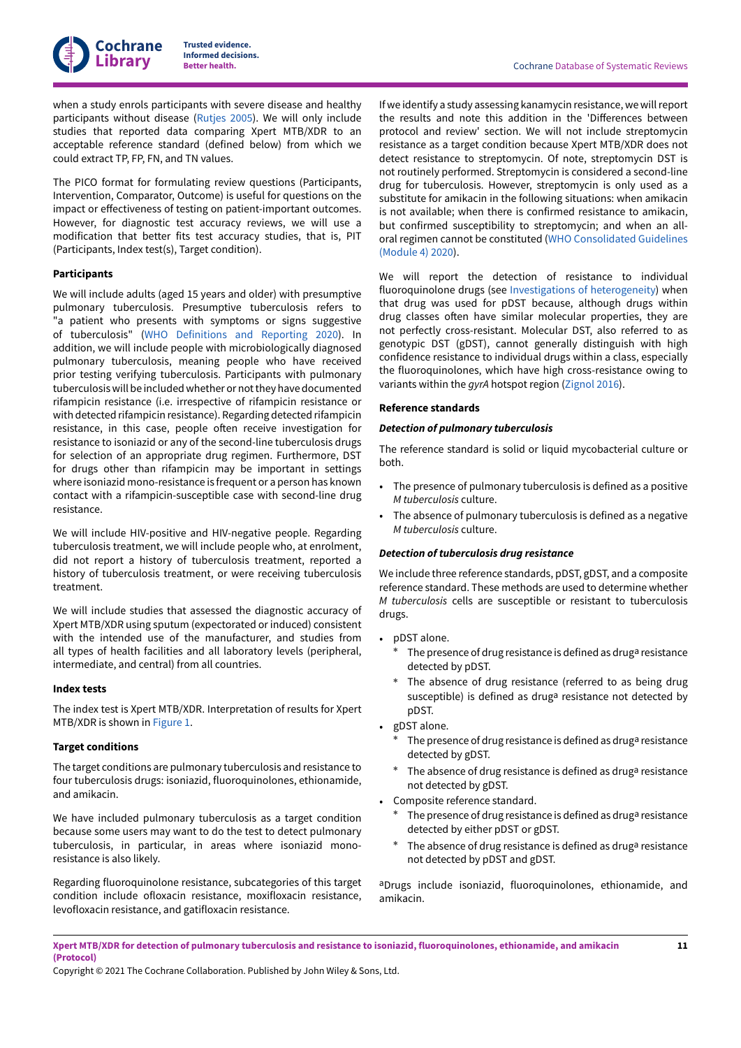when a study enrols participants with severe disease and healthy participants without disease (Rutjes 2005). We will only include studies that reported data comparing Xpert MTB/XDR to an acceptable reference standard (defined below) from which we could extract TP, FP, FN, and TN values.

The PICO format for formulating review questions (Participants, Intervention, Comparator, Outcome) is useful for questions on the impact or effectiveness of testing on patient-important outcomes. However, for diagnostic test accuracy reviews, we will use a modification that better fits test accuracy studies, that is, PIT (Participants, Index test(s), Target condition).

#### Participants

We will include adults (aged 15 years and older) with presumptive pulmonary tuberculosis. Presumptive tuberculosis refers to "a patient who presents with symptoms or signs suggestive of tuberculosis" (WHO Definitions and Reporting 2020). In addition, we will include people with microbiologically diagnosed pulmonary tuberculosis, meaning people who have received prior testing verifying tuberculosis. Participants with pulmonary tuberculosis will be included whether or not they have documented rifampicin resistance (i.e. irrespective of rifampicin resistance or with detected rifampicin resistance). Regarding detected rifampicin resistance, in this case, people often receive investigation for resistance to isoniazid or any of the second-line tuberculosis drugs for selection of an appropriate drug regimen. Furthermore, DST for drugs other than rifampicin may be important in settings where isoniazid mono-resistance is frequent or a person has known contact with a rifampicin-susceptible case with second-line drug resistance.

We will include HIV-positive and HIV-negative people. Regarding tuberculosis treatment, we will include people who, at enrolment, did not report a history of tuberculosis treatment, reported a history of tuberculosis treatment, or were receiving tuberculosis treatment.

We will include studies that assessed the diagnostic accuracy of Xpert MTB/XDR using sputum (expectorated or induced) consistent with the intended use of the manufacturer, and studies from all types of health facilities and all laboratory levels (peripheral, intermediate, and central) from all countries.

#### Index tests

The index test is Xpert MTB/XDR. Interpretation of results for Xpert MTB/XDR is shown in Figure 1.

#### Target conditions

The target conditions are pulmonary tuberculosis and resistance to four tuberculosis drugs: isoniazid, fluoroquinolones, ethionamide, and amikacin.

We have included pulmonary tuberculosis as a target condition because some users may want to do the test to detect pulmonary tuberculosis, in particular, in areas where isoniazid mono-resistance is also likely.

Regarding fluoroquinolone resistance, subcategories of this target condition include ofloxacin resistance, moxifloxacin resistance, levofloxacin resistance, and gatifloxacin resistance.

If we identify a study assessing kanamycin resistance, we will report the results and note this addition in the 'Differences between protocol and review' section. We will not include streptomycin resistance as a target condition because Xpert MTB/XDR does not detect resistance to streptomycin. Of note, streptomycin DST is not routinely performed. Streptomycin is considered a second-line drug for tuberculosis. However, streptomycin is only used as a substitute for amikacin in the following situations: when amikacin is not available; when there is confirmed resistance to amikacin, but confirmed susceptibility to streptomycin; and when an all-oral regimen cannot be constituted (WHO Consolidated Guidelines (Module 4) 2020).

We will report the detection of resistance to individual fluoroquinolone drugs (see Investigations of heterogeneity) when that drug was used for pDST because, although drugs within drug classes often have similar molecular properties, they are not perfectly cross-resistant. Molecular DST, also referred to as genotypic DST (gDST), cannot generally distinguish with high confidence resistance to individual drugs within a class, especially the fluoroquinolones, which have high cross-resistance owing to variants within the *gyrA* hotspot region (Zignol 2016).

#### Reference standards

##### *Detection of pulmonary tuberculosis*

The reference standard is solid or liquid mycobacterial culture or both.

- The presence of pulmonary tuberculosis is defined as a positive *M tuberculosis* culture.
- The absence of pulmonary tuberculosis is defined as a negative *M tuberculosis* culture.

##### *Detection of tuberculosis drug resistance*

We include three reference standards, pDST, gDST, and a composite reference standard. These methods are used to determine whether *M tuberculosis* cells are susceptible or resistant to tuberculosis drugs.

- pDST alone.
    - The presence of drug resistance is defined as drug[a] resistance detected by pDST.
    - The absence of drug resistance (referred to as being drug susceptible) is defined as drug[a] resistance not detected by pDST.
- gDST alone.
    - The presence of drug resistance is defined as drug[a] resistance detected by gDST.
    - The absence of drug resistance is defined as drug[a] resistance not detected by gDST.
- Composite reference standard.
    - The presence of drug resistance is defined as drug[a] resistance detected by either pDST or gDST.
    - The absence of drug resistance is defined as drug[a] resistance not detected by pDST and gDST.

[a]Drugs include isoniazid, fluoroquinolones, ethionamide, and amikacin.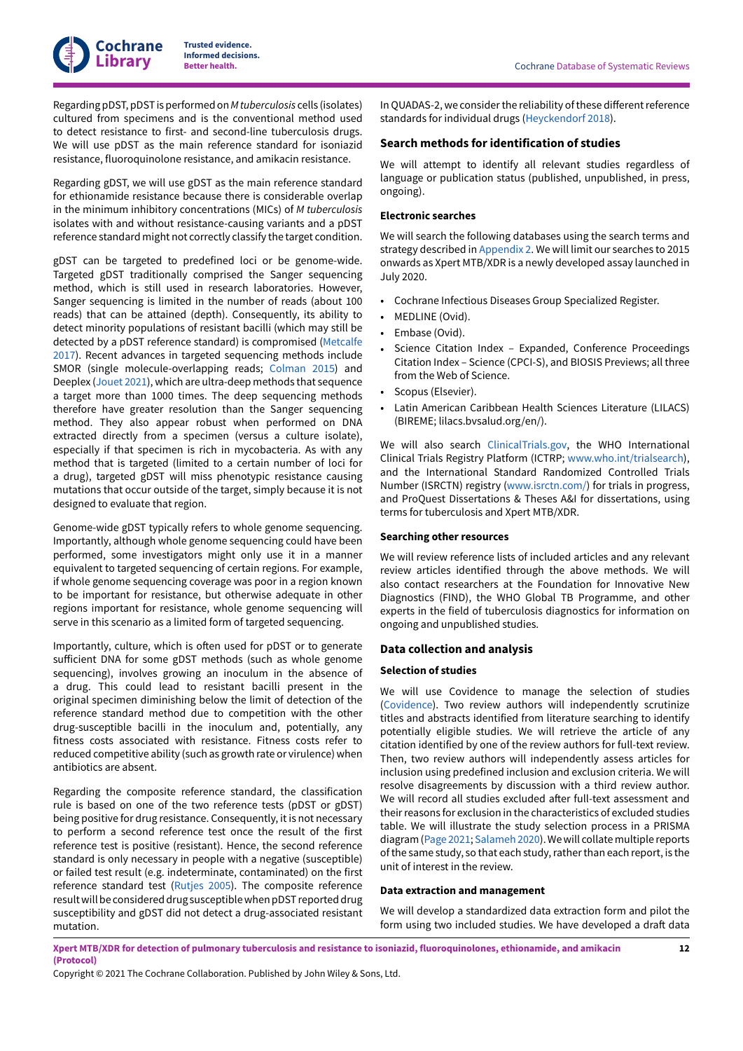Regarding pDST, pDST is performed on *M tuberculosis* cells (isolates) cultured from specimens and is the conventional method used to detect resistance to first- and second-line tuberculosis drugs. We will use pDST as the main reference standard for isoniazid resistance, fluoroquinolone resistance, and amikacin resistance.

Regarding gDST, we will use gDST as the main reference standard for ethionamide resistance because there is considerable overlap in the minimum inhibitory concentrations (MICs) of *M tuberculosis* isolates with and without resistance-causing variants and a pDST reference standard might not correctly classify the target condition.

gDST can be targeted to predefined loci or be genome-wide. Targeted gDST traditionally comprised the Sanger sequencing method, which is still used in research laboratories. However, Sanger sequencing is limited in the number of reads (about 100 reads) that can be attained (depth). Consequently, its ability to detect minority populations of resistant bacilli (which may still be detected by a pDST reference standard) is compromised (Metcalfe 2017). Recent advances in targeted sequencing methods include SMOR (single molecule-overlapping reads; Colman 2015) and Deeplex (Jouet 2021), which are ultra-deep methods that sequence a target more than 1000 times. The deep sequencing methods therefore have greater resolution than the Sanger sequencing method. They also appear robust when performed on DNA extracted directly from a specimen (versus a culture isolate), especially if that specimen is rich in mycobacteria. As with any method that is targeted (limited to a certain number of loci for a drug), targeted gDST will miss phenotypic resistance causing mutations that occur outside of the target, simply because it is not designed to evaluate that region.

Genome-wide gDST typically refers to whole genome sequencing. Importantly, although whole genome sequencing could have been performed, some investigators might only use it in a manner equivalent to targeted sequencing of certain regions. For example, if whole genome sequencing coverage was poor in a region known to be important for resistance, but otherwise adequate in other regions important for resistance, whole genome sequencing will serve in this scenario as a limited form of targeted sequencing.

Importantly, culture, which is often used for pDST or to generate sufficient DNA for some gDST methods (such as whole genome sequencing), involves growing an inoculum in the absence of a drug. This could lead to resistant bacilli present in the original specimen diminishing below the limit of detection of the reference standard method due to competition with the other drug-susceptible bacilli in the inoculum and, potentially, any fitness costs associated with resistance. Fitness costs refer to reduced competitive ability (such as growth rate or virulence) when antibiotics are absent.

Regarding the composite reference standard, the classification rule is based on one of the two reference tests (pDST or gDST) being positive for drug resistance. Consequently, it is not necessary to perform a second reference test once the result of the first reference test is positive (resistant). Hence, the second reference standard is only necessary in people with a negative (susceptible) or failed test result (e.g. indeterminate, contaminated) on the first reference standard test (Rutjes 2005). The composite reference result will be considered drug susceptible when pDST reported drug susceptibility and gDST did not detect a drug-associated resistant mutation.

In QUADAS-2, we consider the reliability of these different reference standards for individual drugs (Heyckendorf 2018).

## Search methods for identification of studies

We will attempt to identify all relevant studies regardless of language or publication status (published, unpublished, in press, ongoing).

### Electronic searches

We will search the following databases using the search terms and strategy described in Appendix 2. We will limit our searches to 2015 onwards as Xpert MTB/XDR is a newly developed assay launched in July 2020.

- Cochrane Infectious Diseases Group Specialized Register.
- MEDLINE (Ovid).
- Embase (Ovid).
- Science Citation Index – Expanded, Conference Proceedings Citation Index – Science (CPCI-S), and BIOSIS Previews; all three from the Web of Science.
- Scopus (Elsevier).
- Latin American Caribbean Health Sciences Literature (LILACS) (BIREME; lilacs.bvsalud.org/en/).

We will also search ClinicalTrials.gov, the WHO International Clinical Trials Registry Platform (ICTRP; www.who.int/trialsearch), and the International Standard Randomized Controlled Trials Number (ISRCTN) registry (www.isrctn.com/) for trials in progress, and ProQuest Dissertations & Theses A&I for dissertations, using terms for tuberculosis and Xpert MTB/XDR.

### Searching other resources

We will review reference lists of included articles and any relevant review articles identified through the above methods. We will also contact researchers at the Foundation for Innovative New Diagnostics (FIND), the WHO Global TB Programme, and other experts in the field of tuberculosis diagnostics for information on ongoing and unpublished studies.

## Data collection and analysis

### Selection of studies

We will use Covidence to manage the selection of studies (Covidence). Two review authors will independently scrutinize titles and abstracts identified from literature searching to identify potentially eligible studies. We will retrieve the article of any citation identified by one of the review authors for full-text review. Then, two review authors will independently assess articles for inclusion using predefined inclusion and exclusion criteria. We will resolve disagreements by discussion with a third review author. We will record all studies excluded after full-text assessment and their reasons for exclusion in the characteristics of excluded studies table. We will illustrate the study selection process in a PRISMA diagram (Page 2021; Salameh 2020). We will collate multiple reports of the same study, so that each study, rather than each report, is the unit of interest in the review.

### Data extraction and management

We will develop a standardized data extraction form and pilot the form using two included studies. We have developed a draft data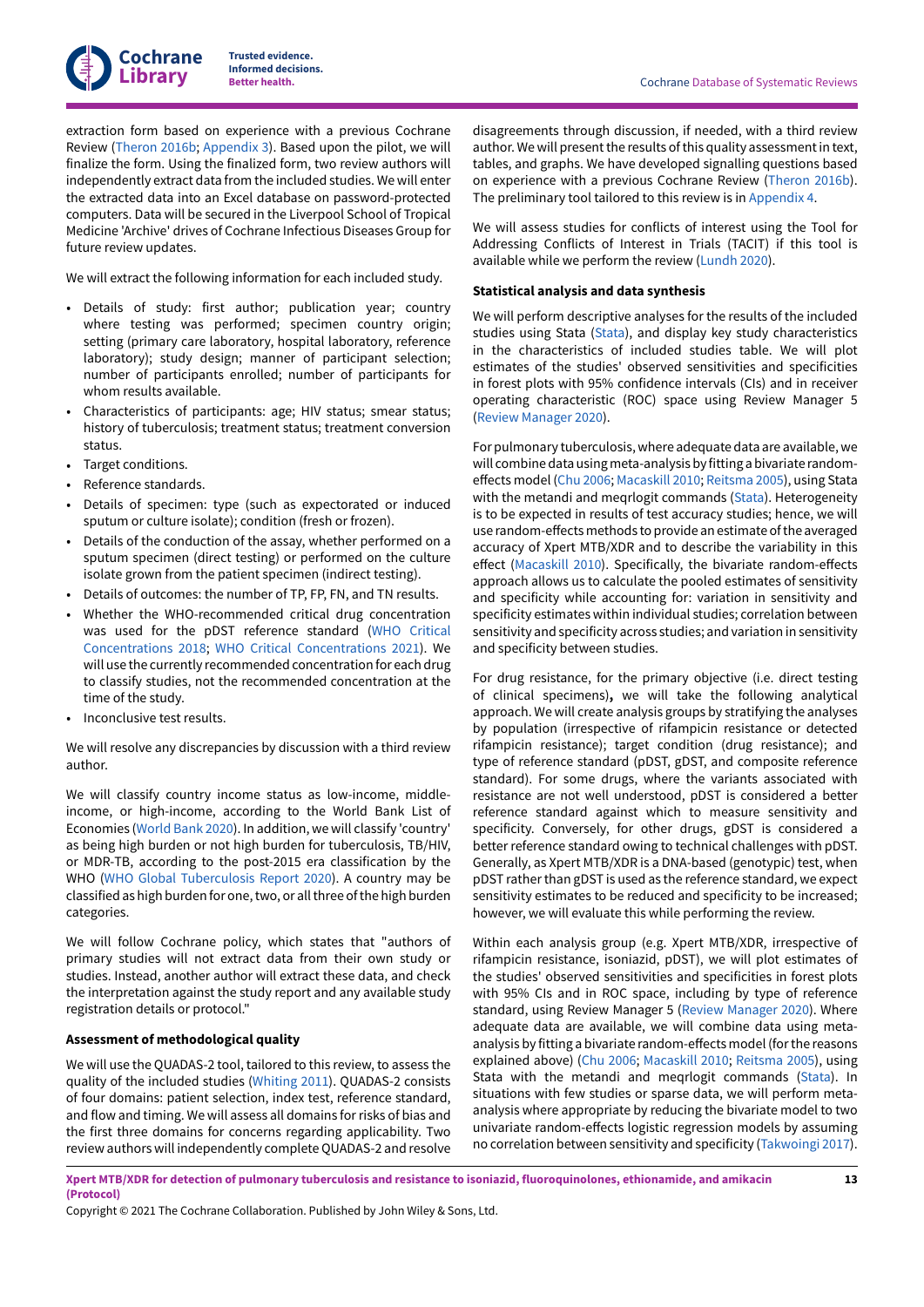extraction form based on experience with a previous Cochrane Review (Theron 2016b; Appendix 3). Based upon the pilot, we will finalize the form. Using the finalized form, two review authors will independently extract data from the included studies. We will enter the extracted data into an Excel database on password-protected computers. Data will be secured in the Liverpool School of Tropical Medicine 'Archive' drives of Cochrane Infectious Diseases Group for future review updates.

We will extract the following information for each included study.

- Details of study: first author; publication year; country where testing was performed; specimen country origin; setting (primary care laboratory, hospital laboratory, reference laboratory); study design; manner of participant selection; number of participants enrolled; number of participants for whom results available.
- Characteristics of participants: age; HIV status; smear status; history of tuberculosis; treatment status; treatment conversion status.
- Target conditions.
- Reference standards.
- Details of specimen: type (such as expectorated or induced sputum or culture isolate); condition (fresh or frozen).
- Details of the conduction of the assay, whether performed on a sputum specimen (direct testing) or performed on the culture isolate grown from the patient specimen (indirect testing).
- Details of outcomes: the number of TP, FP, FN, and TN results.
- Whether the WHO-recommended critical drug concentration was used for the pDST reference standard (WHO Critical Concentrations 2018; WHO Critical Concentrations 2021). We will use the currently recommended concentration for each drug to classify studies, not the recommended concentration at the time of the study.
- Inconclusive test results.

We will resolve any discrepancies by discussion with a third review author.

We will classify country income status as low-income, middle-income, or high-income, according to the World Bank List of Economies (World Bank 2020). In addition, we will classify 'country' as being high burden or not high burden for tuberculosis, TB/HIV, or MDR-TB, according to the post-2015 era classification by the WHO (WHO Global Tuberculosis Report 2020). A country may be classified as high burden for one, two, or all three of the high burden categories.

We will follow Cochrane policy, which states that "authors of primary studies will not extract data from their own study or studies. Instead, another author will extract these data, and check the interpretation against the study report and any available study registration details or protocol."

#### Assessment of methodological quality

We will use the QUADAS-2 tool, tailored to this review, to assess the quality of the included studies (Whiting 2011). QUADAS-2 consists of four domains: patient selection, index test, reference standard, and flow and timing. We will assess all domains for risks of bias and the first three domains for concerns regarding applicability. Two review authors will independently complete QUADAS-2 and resolve disagreements through discussion, if needed, with a third review author. We will present the results of this quality assessment in text, tables, and graphs. We have developed signalling questions based on experience with a previous Cochrane Review (Theron 2016b). The preliminary tool tailored to this review is in Appendix 4.

We will assess studies for conflicts of interest using the Tool for Addressing Conflicts of Interest in Trials (TACIT) if this tool is available while we perform the review (Lundh 2020).

#### Statistical analysis and data synthesis

We will perform descriptive analyses for the results of the included studies using Stata (Stata), and display key study characteristics in the characteristics of included studies table. We will plot estimates of the studies' observed sensitivities and specificities in forest plots with 95% confidence intervals (CIs) and in receiver operating characteristic (ROC) space using Review Manager 5 (Review Manager 2020).

For pulmonary tuberculosis, where adequate data are available, we will combine data using meta-analysis by fitting a bivariate random-effects model (Chu 2006; Macaskill 2010; Reitsma 2005), using Stata with the metandi and meqrlogit commands (Stata). Heterogeneity is to be expected in results of test accuracy studies; hence, we will use random-effects methods to provide an estimate of the averaged accuracy of Xpert MTB/XDR and to describe the variability in this effect (Macaskill 2010). Specifically, the bivariate random-effects approach allows us to calculate the pooled estimates of sensitivity and specificity while accounting for: variation in sensitivity and specificity estimates within individual studies; correlation between sensitivity and specificity across studies; and variation in sensitivity and specificity between studies.

For drug resistance, for the primary objective (i.e. direct testing of clinical specimens)**,** we will take the following analytical approach. We will create analysis groups by stratifying the analyses by population (irrespective of rifampicin resistance or detected rifampicin resistance); target condition (drug resistance); and type of reference standard (pDST, gDST, and composite reference standard). For some drugs, where the variants associated with resistance are not well understood, pDST is considered a better reference standard against which to measure sensitivity and specificity. Conversely, for other drugs, gDST is considered a better reference standard owing to technical challenges with pDST. Generally, as Xpert MTB/XDR is a DNA-based (genotypic) test, when pDST rather than gDST is used as the reference standard, we expect sensitivity estimates to be reduced and specificity to be increased; however, we will evaluate this while performing the review.

Within each analysis group (e.g. Xpert MTB/XDR, irrespective of rifampicin resistance, isoniazid, pDST), we will plot estimates of the studies' observed sensitivities and specificities in forest plots with 95% CIs and in ROC space, including by type of reference standard, using Review Manager 5 (Review Manager 2020). Where adequate data are available, we will combine data using meta-analysis by fitting a bivariate random-effects model (for the reasons explained above) (Chu 2006; Macaskill 2010; Reitsma 2005), using Stata with the metandi and meqrlogit commands (Stata). In situations with few studies or sparse data, we will perform meta-analysis where appropriate by reducing the bivariate model to two univariate random-effects logistic regression models by assuming no correlation between sensitivity and specificity (Takwoingi 2017).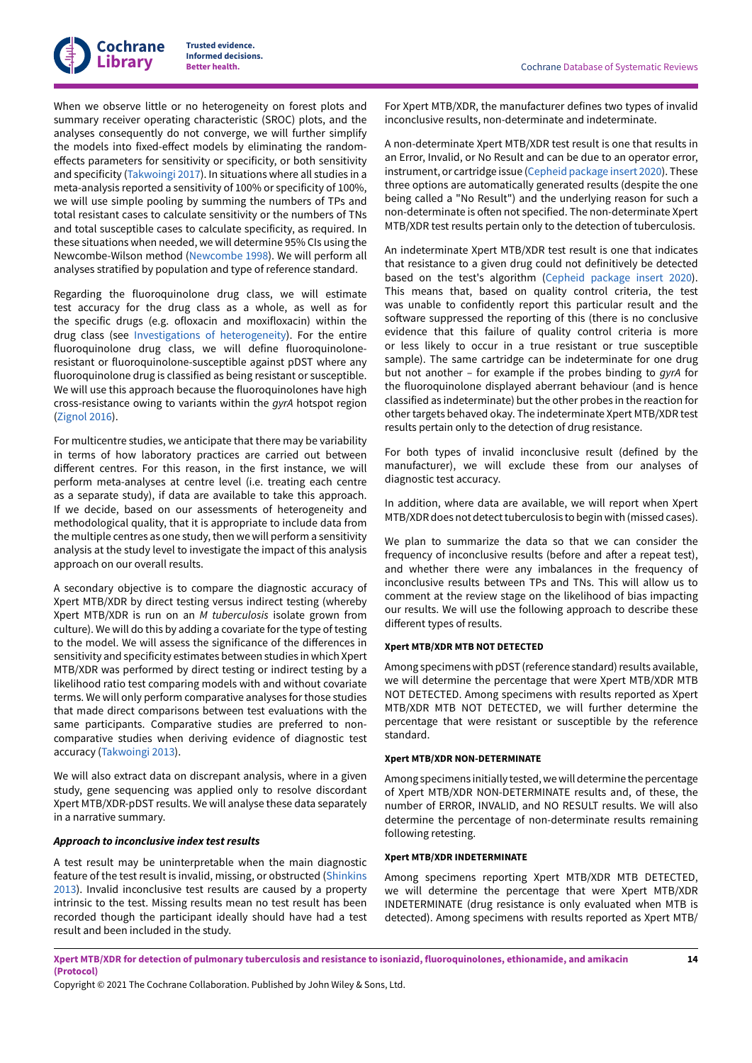When we observe little or no heterogeneity on forest plots and summary receiver operating characteristic (SROC) plots, and the analyses consequently do not converge, we will further simplify the models into fixed-effect models by eliminating the random-effects parameters for sensitivity or specificity, or both sensitivity and specificity (Takwoingi 2017). In situations where all studies in a meta-analysis reported a sensitivity of 100% or specificity of 100%, we will use simple pooling by summing the numbers of TPs and total resistant cases to calculate sensitivity or the numbers of TNs and total susceptible cases to calculate specificity, as required. In these situations when needed, we will determine 95% CIs using the Newcombe-Wilson method (Newcombe 1998). We will perform all analyses stratified by population and type of reference standard.

Regarding the fluoroquinolone drug class, we will estimate test accuracy for the drug class as a whole, as well as for the specific drugs (e.g. ofloxacin and moxifloxacin) within the drug class (see Investigations of heterogeneity). For the entire fluoroquinolone drug class, we will define fluoroquinolone-resistant or fluoroquinolone-susceptible against pDST where any fluoroquinolone drug is classified as being resistant or susceptible. We will use this approach because the fluoroquinolones have high cross-resistance owing to variants within the *gyrA* hotspot region (Zignol 2016).

For multicentre studies, we anticipate that there may be variability in terms of how laboratory practices are carried out between different centres. For this reason, in the first instance, we will perform meta-analyses at centre level (i.e. treating each centre as a separate study), if data are available to take this approach. If we decide, based on our assessments of heterogeneity and methodological quality, that it is appropriate to include data from the multiple centres as one study, then we will perform a sensitivity analysis at the study level to investigate the impact of this analysis approach on our overall results.

A secondary objective is to compare the diagnostic accuracy of Xpert MTB/XDR by direct testing versus indirect testing (whereby Xpert MTB/XDR is run on an *M tuberculosis* isolate grown from culture). We will do this by adding a covariate for the type of testing to the model. We will assess the significance of the differences in sensitivity and specificity estimates between studies in which Xpert MTB/XDR was performed by direct testing or indirect testing by a likelihood ratio test comparing models with and without covariate terms. We will only perform comparative analyses for those studies that made direct comparisons between test evaluations with the same participants. Comparative studies are preferred to non-comparative studies when deriving evidence of diagnostic test accuracy (Takwoingi 2013).

We will also extract data on discrepant analysis, where in a given study, gene sequencing was applied only to resolve discordant Xpert MTB/XDR-pDST results. We will analyse these data separately in a narrative summary.

### *Approach to inconclusive index test results*

A test result may be uninterpretable when the main diagnostic feature of the test result is invalid, missing, or obstructed (Shinkins 2013). Invalid inconclusive test results are caused by a property intrinsic to the test. Missing results mean no test result has been recorded though the participant ideally should have had a test result and been included in the study.

For Xpert MTB/XDR, the manufacturer defines two types of invalid inconclusive results, non-determinate and indeterminate.

A non-determinate Xpert MTB/XDR test result is one that results in an Error, Invalid, or No Result and can be due to an operator error, instrument, or cartridge issue (Cepheid package insert 2020). These three options are automatically generated results (despite the one being called a "No Result") and the underlying reason for such a non-determinate is often not specified. The non-determinate Xpert MTB/XDR test results pertain only to the detection of tuberculosis.

An indeterminate Xpert MTB/XDR test result is one that indicates that resistance to a given drug could not definitively be detected based on the test's algorithm (Cepheid package insert 2020). This means that, based on quality control criteria, the test was unable to confidently report this particular result and the software suppressed the reporting of this (there is no conclusive evidence that this failure of quality control criteria is more or less likely to occur in a true resistant or true susceptible sample). The same cartridge can be indeterminate for one drug but not another – for example if the probes binding to *gyrA* for the fluoroquinolone displayed aberrant behaviour (and is hence classified as indeterminate) but the other probes in the reaction for other targets behaved okay. The indeterminate Xpert MTB/XDR test results pertain only to the detection of drug resistance.

For both types of invalid inconclusive result (defined by the manufacturer), we will exclude these from our analyses of diagnostic test accuracy.

In addition, where data are available, we will report when Xpert MTB/XDR does not detect tuberculosis to begin with (missed cases).

We plan to summarize the data so that we can consider the frequency of inconclusive results (before and after a repeat test), and whether there were any imbalances in the frequency of inconclusive results between TPs and TNs. This will allow us to comment at the review stage on the likelihood of bias impacting our results. We will use the following approach to describe these different types of results.

#### Xpert MTB/XDR MTB NOT DETECTED

Among specimens with pDST (reference standard) results available, we will determine the percentage that were Xpert MTB/XDR MTB NOT DETECTED. Among specimens with results reported as Xpert MTB/XDR MTB NOT DETECTED, we will further determine the percentage that were resistant or susceptible by the reference standard.

#### Xpert MTB/XDR NON-DETERMINATE

Among specimens initially tested, we will determine the percentage of Xpert MTB/XDR NON-DETERMINATE results and, of these, the number of ERROR, INVALID, and NO RESULT results. We will also determine the percentage of non-determinate results remaining following retesting.

#### Xpert MTB/XDR INDETERMINATE

Among specimens reporting Xpert MTB/XDR MTB DETECTED, we will determine the percentage that were Xpert MTB/XDR INDETERMINATE (drug resistance is only evaluated when MTB is detected). Among specimens with results reported as Xpert MTB/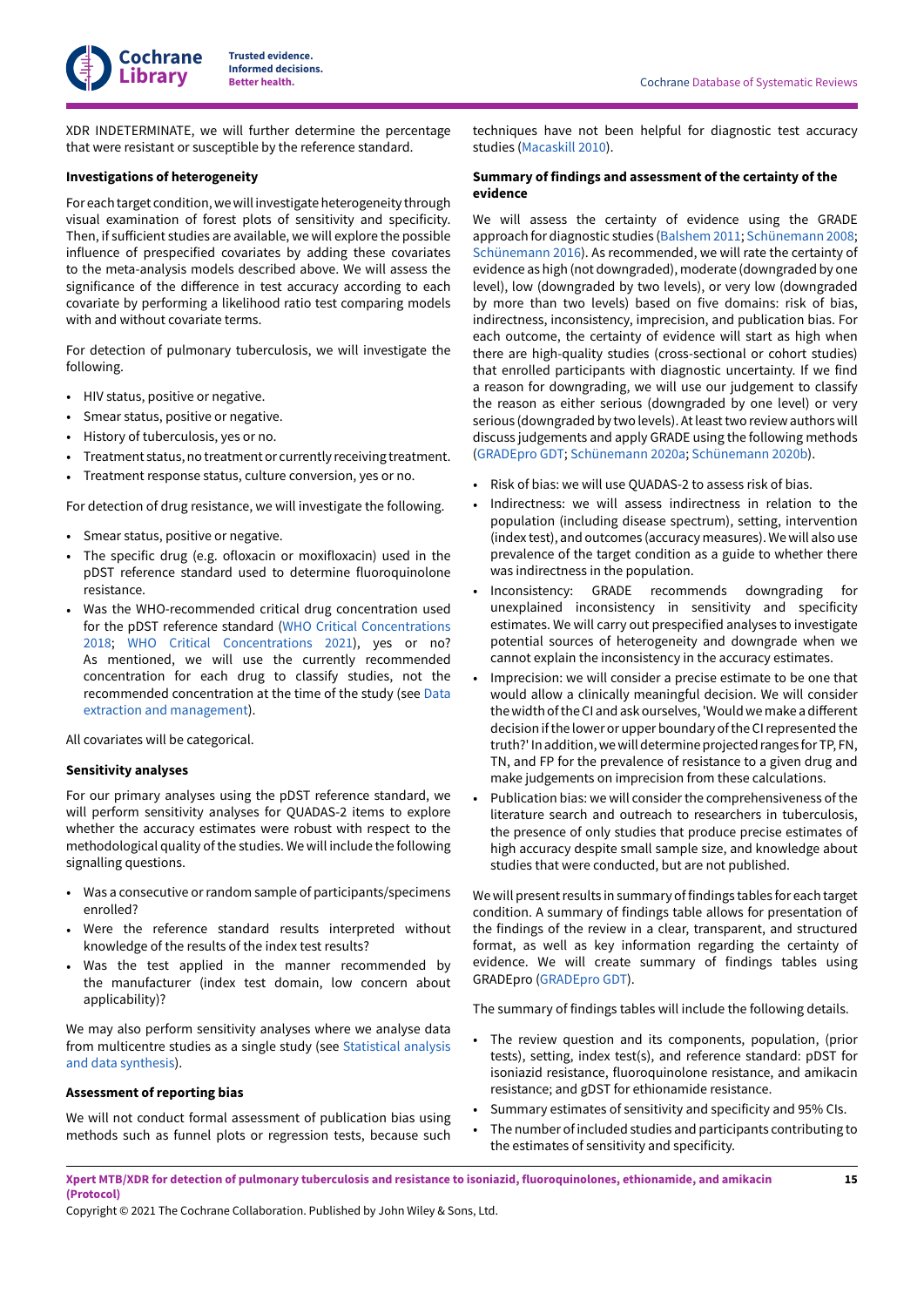XDR INDETERMINATE, we will further determine the percentage that were resistant or susceptible by the reference standard.

**Investigations of heterogeneity**

For each target condition, we will investigate heterogeneity through visual examination of forest plots of sensitivity and specificity. Then, if sufficient studies are available, we will explore the possible influence of prespecified covariates by adding these covariates to the meta-analysis models described above. We will assess the significance of the difference in test accuracy according to each covariate by performing a likelihood ratio test comparing models with and without covariate terms.

For detection of pulmonary tuberculosis, we will investigate the following.

- HIV status, positive or negative.
- Smear status, positive or negative.
- History of tuberculosis, yes or no.
- Treatment status, no treatment or currently receiving treatment.
- Treatment response status, culture conversion, yes or no.

For detection of drug resistance, we will investigate the following.

- Smear status, positive or negative.
- The specific drug (e.g. ofloxacin or moxifloxacin) used in the pDST reference standard used to determine fluoroquinolone resistance.
- Was the WHO-recommended critical drug concentration used for the pDST reference standard (WHO Critical Concentrations 2018; WHO Critical Concentrations 2021), yes or no? As mentioned, we will use the currently recommended concentration for each drug to classify studies, not the recommended concentration at the time of the study (see Data extraction and management).

All covariates will be categorical.

**Sensitivity analyses**

For our primary analyses using the pDST reference standard, we will perform sensitivity analyses for QUADAS-2 items to explore whether the accuracy estimates were robust with respect to the methodological quality of the studies. We will include the following signalling questions.

- Was a consecutive or random sample of participants/specimens enrolled?
- Were the reference standard results interpreted without knowledge of the results of the index test results?
- Was the test applied in the manner recommended by the manufacturer (index test domain, low concern about applicability)?

We may also perform sensitivity analyses where we analyse data from multicentre studies as a single study (see Statistical analysis and data synthesis).

**Assessment of reporting bias**

We will not conduct formal assessment of publication bias using methods such as funnel plots or regression tests, because such techniques have not been helpful for diagnostic test accuracy studies (Macaskill 2010).

**Summary of findings and assessment of the certainty of the evidence**

We will assess the certainty of evidence using the GRADE approach for diagnostic studies (Balshem 2011; Schünemann 2008; Schünemann 2016). As recommended, we will rate the certainty of evidence as high (not downgraded), moderate (downgraded by one level), low (downgraded by two levels), or very low (downgraded by more than two levels) based on five domains: risk of bias, indirectness, inconsistency, imprecision, and publication bias. For each outcome, the certainty of evidence will start as high when there are high-quality studies (cross-sectional or cohort studies) that enrolled participants with diagnostic uncertainty. If we find a reason for downgrading, we will use our judgement to classify the reason as either serious (downgraded by one level) or very serious (downgraded by two levels). At least two review authors will discuss judgements and apply GRADE using the following methods (GRADEpro GDT; Schünemann 2020a; Schünemann 2020b).

- Risk of bias: we will use QUADAS-2 to assess risk of bias.
- Indirectness: we will assess indirectness in relation to the population (including disease spectrum), setting, intervention (index test), and outcomes (accuracy measures). We will also use prevalence of the target condition as a guide to whether there was indirectness in the population.
- Inconsistency: GRADE recommends downgrading for unexplained inconsistency in sensitivity and specificity estimates. We will carry out prespecified analyses to investigate potential sources of heterogeneity and downgrade when we cannot explain the inconsistency in the accuracy estimates.
- Imprecision: we will consider a precise estimate to be one that would allow a clinically meaningful decision. We will consider the width of the CI and ask ourselves, 'Would we make a different decision if the lower or upper boundary of the CI represented the truth?' In addition, we will determine projected ranges for TP, FN, TN, and FP for the prevalence of resistance to a given drug and make judgements on imprecision from these calculations.
- Publication bias: we will consider the comprehensiveness of the literature search and outreach to researchers in tuberculosis, the presence of only studies that produce precise estimates of high accuracy despite small sample size, and knowledge about studies that were conducted, but are not published.

We will present results in summary of findings tables for each target condition. A summary of findings table allows for presentation of the findings of the review in a clear, transparent, and structured format, as well as key information regarding the certainty of evidence. We will create summary of findings tables using GRADEpro (GRADEpro GDT).

The summary of findings tables will include the following details.

- The review question and its components, population, (prior tests), setting, index test(s), and reference standard: pDST for isoniazid resistance, fluoroquinolone resistance, and amikacin resistance; and gDST for ethionamide resistance.
- Summary estimates of sensitivity and specificity and 95% CIs.
- The number of included studies and participants contributing to the estimates of sensitivity and specificity.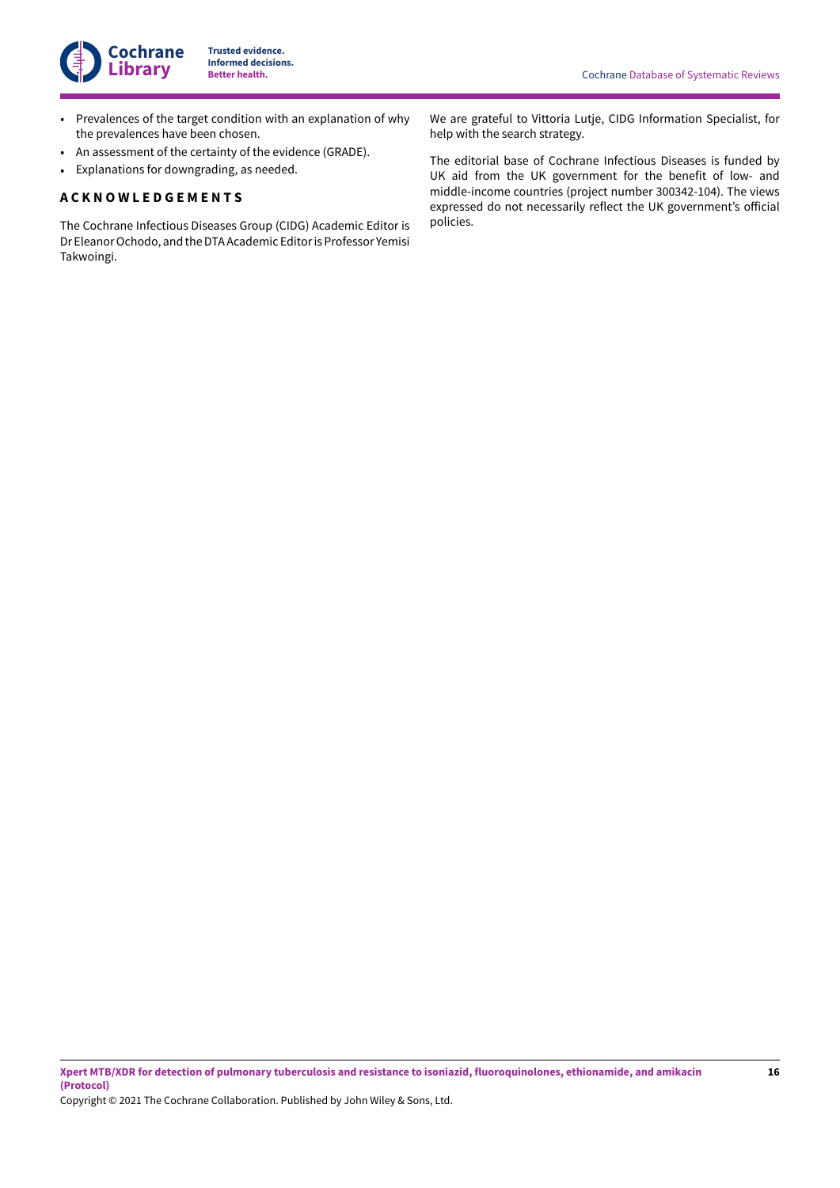- Prevalences of the target condition with an explanation of why the prevalences have been chosen.
- An assessment of the certainty of the evidence (GRADE).
- Explanations for downgrading, as needed.

## ACKNOWLEDGEMENTS

The Cochrane Infectious Diseases Group (CIDG) Academic Editor is Dr Eleanor Ochodo, and the DTA Academic Editor is Professor Yemisi Takwoingi.

We are grateful to Vittoria Lutje, CIDG Information Specialist, for help with the search strategy.

The editorial base of Cochrane Infectious Diseases is funded by UK aid from the UK government for the benefit of low- and middle-income countries (project number 300342-104). The views expressed do not necessarily reflect the UK government's official policies.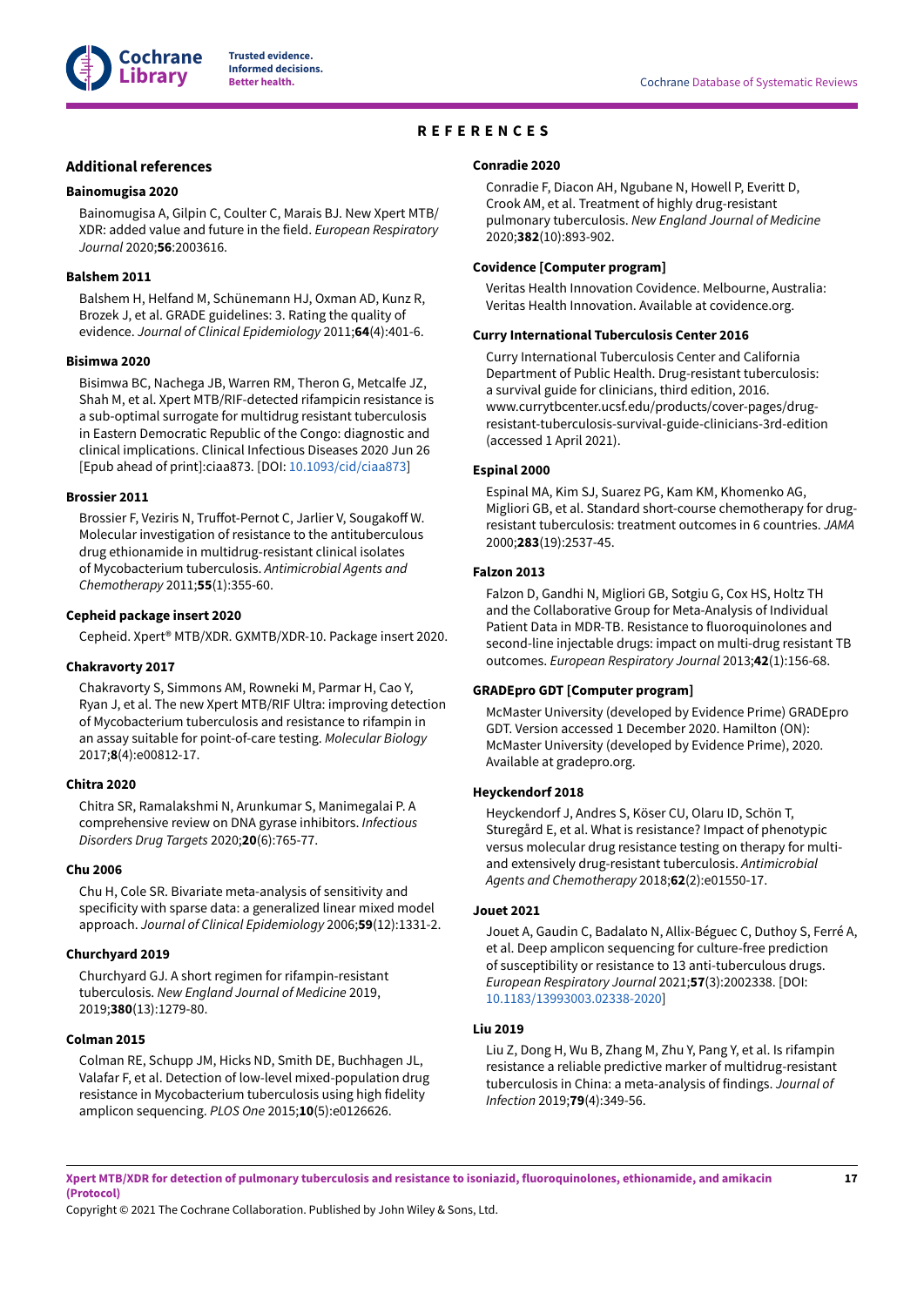# REFERENCES

## Additional references

**Bainomugisa 2020**

Bainomugisa A, Gilpin C, Coulter C, Marais BJ. New Xpert MTB/XDR: added value and future in the field. *European Respiratory Journal* 2020;**56**:2003616.

**Balshem 2011**

Balshem H, Helfand M, Schünemann HJ, Oxman AD, Kunz R, Brozek J, et al. GRADE guidelines: 3. Rating the quality of evidence. *Journal of Clinical Epidemiology* 2011;**64**(4):401-6.

**Bisimwa 2020**

Bisimwa BC, Nachega JB, Warren RM, Theron G, Metcalfe JZ, Shah M, et al. Xpert MTB/RIF-detected rifampicin resistance is a sub-optimal surrogate for multidrug resistant tuberculosis in Eastern Democratic Republic of the Congo: diagnostic and clinical implications. Clinical Infectious Diseases 2020 Jun 26 [Epub ahead of print]:ciaa873. [DOI: 10.1093/cid/ciaa873]

**Brossier 2011**

Brossier F, Veziris N, Truffot-Pernot C, Jarlier V, Sougakoff W. Molecular investigation of resistance to the antituberculous drug ethionamide in multidrug-resistant clinical isolates of Mycobacterium tuberculosis. *Antimicrobial Agents and Chemotherapy* 2011;**55**(1):355-60.

**Cepheid package insert 2020**

Cepheid. Xpert® MTB/XDR. GXMTB/XDR-10. Package insert 2020.

**Chakravorty 2017**

Chakravorty S, Simmons AM, Rowneki M, Parmar H, Cao Y, Ryan J, et al. The new Xpert MTB/RIF Ultra: improving detection of Mycobacterium tuberculosis and resistance to rifampin in an assay suitable for point-of-care testing. *Molecular Biology* 2017;**8**(4):e00812-17.

**Chitra 2020**

Chitra SR, Ramalakshmi N, Arunkumar S, Manimegalai P. A comprehensive review on DNA gyrase inhibitors. *Infectious Disorders Drug Targets* 2020;**20**(6):765-77.

**Chu 2006**

Chu H, Cole SR. Bivariate meta-analysis of sensitivity and specificity with sparse data: a generalized linear mixed model approach. *Journal of Clinical Epidemiology* 2006;**59**(12):1331-2.

**Churchyard 2019**

Churchyard GJ. A short regimen for rifampin-resistant tuberculosis. *New England Journal of Medicine* 2019, 2019;**380**(13):1279-80.

**Colman 2015**

Colman RE, Schupp JM, Hicks ND, Smith DE, Buchhagen JL, Valafar F, et al. Detection of low-level mixed-population drug resistance in Mycobacterium tuberculosis using high fidelity amplicon sequencing. *PLOS One* 2015;**10**(5):e0126626.

**Conradie 2020**

Conradie F, Diacon AH, Ngubane N, Howell P, Everitt D, Crook AM, et al. Treatment of highly drug-resistant pulmonary tuberculosis. *New England Journal of Medicine* 2020;**382**(10):893-902.

**Covidence [Computer program]**

Veritas Health Innovation Covidence. Melbourne, Australia: Veritas Health Innovation. Available at covidence.org.

**Curry International Tuberculosis Center 2016**

Curry International Tuberculosis Center and California Department of Public Health. Drug-resistant tuberculosis: a survival guide for clinicians, third edition, 2016. www.currytbcenter.ucsf.edu/products/cover-pages/drug-resistant-tuberculosis-survival-guide-clinicians-3rd-edition (accessed 1 April 2021).

**Espinal 2000**

Espinal MA, Kim SJ, Suarez PG, Kam KM, Khomenko AG, Migliori GB, et al. Standard short-course chemotherapy for drug-resistant tuberculosis: treatment outcomes in 6 countries. *JAMA* 2000;**283**(19):2537-45.

**Falzon 2013**

Falzon D, Gandhi N, Migliori GB, Sotgiu G, Cox HS, Holtz TH and the Collaborative Group for Meta-Analysis of Individual Patient Data in MDR-TB. Resistance to fluoroquinolones and second-line injectable drugs: impact on multi-drug resistant TB outcomes. *European Respiratory Journal* 2013;**42**(1):156-68.

**GRADEpro GDT [Computer program]**

McMaster University (developed by Evidence Prime) GRADEpro GDT. Version accessed 1 December 2020. Hamilton (ON): McMaster University (developed by Evidence Prime), 2020. Available at gradepro.org.

**Heyckendorf 2018**

Heyckendorf J, Andres S, Köser CU, Olaru ID, Schön T, Sturegård E, et al. What is resistance? Impact of phenotypic versus molecular drug resistance testing on therapy for multi- and extensively drug-resistant tuberculosis. *Antimicrobial Agents and Chemotherapy* 2018;**62**(2):e01550-17.

**Jouet 2021**

Jouet A, Gaudin C, Badalato N, Allix-Béguec C, Duthoy S, Ferré A, et al. Deep amplicon sequencing for culture-free prediction of susceptibility or resistance to 13 anti-tuberculous drugs. *European Respiratory Journal* 2021;**57**(3):2002338. [DOI: 10.1183/13993003.02338-2020]

**Liu 2019**

Liu Z, Dong H, Wu B, Zhang M, Zhu Y, Pang Y, et al. Is rifampin resistance a reliable predictive marker of multidrug-resistant tuberculosis in China: a meta-analysis of findings. *Journal of Infection* 2019;**79**(4):349-56.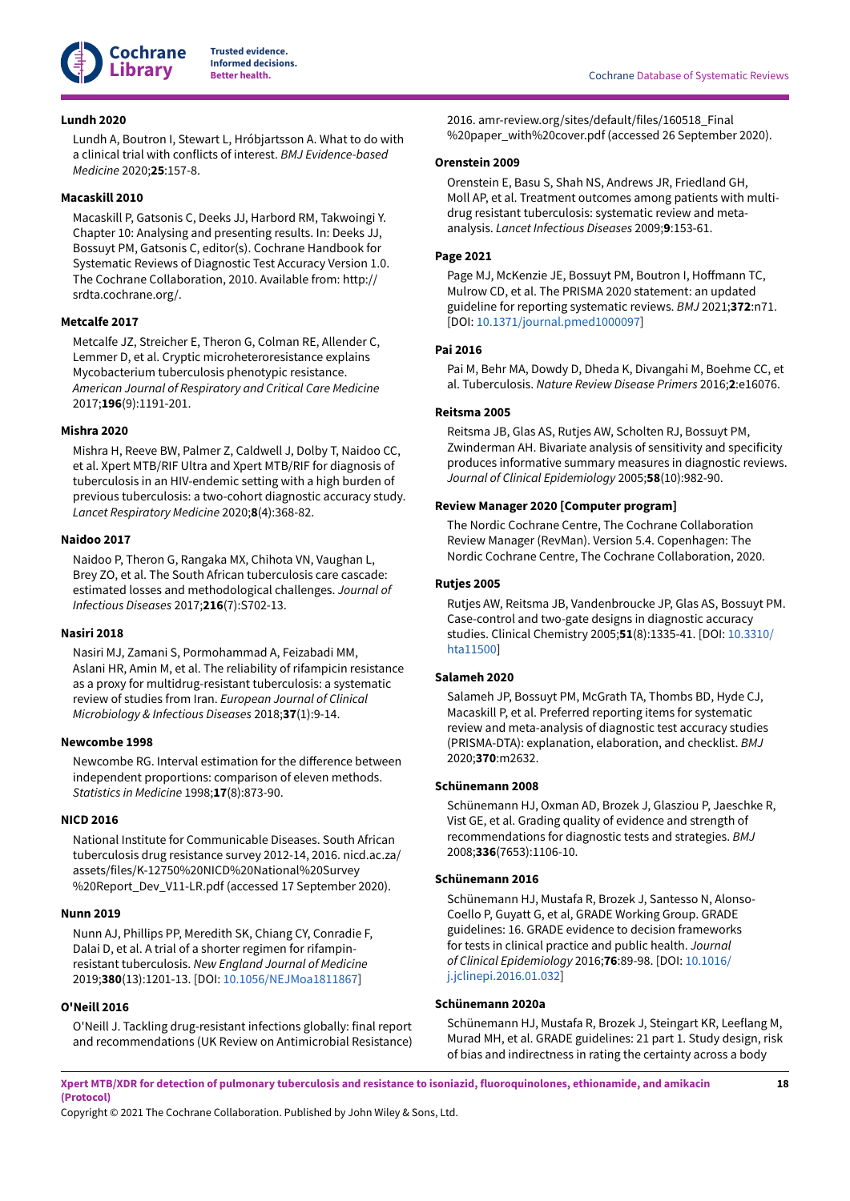**Lundh 2020**

Lundh A, Boutron I, Stewart L, Hróbjartsson A. What to do with a clinical trial with conflicts of interest. *BMJ Evidence-based Medicine* 2020;**25**:157-8.

**Macaskill 2010**

Macaskill P, Gatsonis C, Deeks JJ, Harbord RM, Takwoingi Y. Chapter 10: Analysing and presenting results. In: Deeks JJ, Bossuyt PM, Gatsonis C, editor(s). Cochrane Handbook for Systematic Reviews of Diagnostic Test Accuracy Version 1.0. The Cochrane Collaboration, 2010. Available from: http://srdta.cochrane.org/.

**Metcalfe 2017**

Metcalfe JZ, Streicher E, Theron G, Colman RE, Allender C, Lemmer D, et al. Cryptic microheteroresistance explains Mycobacterium tuberculosis phenotypic resistance. *American Journal of Respiratory and Critical Care Medicine* 2017;**196**(9):1191-201.

**Mishra 2020**

Mishra H, Reeve BW, Palmer Z, Caldwell J, Dolby T, Naidoo CC, et al. Xpert MTB/RIF Ultra and Xpert MTB/RIF for diagnosis of tuberculosis in an HIV-endemic setting with a high burden of previous tuberculosis: a two-cohort diagnostic accuracy study. *Lancet Respiratory Medicine* 2020;**8**(4):368-82.

**Naidoo 2017**

Naidoo P, Theron G, Rangaka MX, Chihota VN, Vaughan L, Brey ZO, et al. The South African tuberculosis care cascade: estimated losses and methodological challenges. *Journal of Infectious Diseases* 2017;**216**(7):S702-13.

**Nasiri 2018**

Nasiri MJ, Zamani S, Pormohammad A, Feizabadi MM, Aslani HR, Amin M, et al. The reliability of rifampicin resistance as a proxy for multidrug-resistant tuberculosis: a systematic review of studies from Iran. *European Journal of Clinical Microbiology & Infectious Diseases* 2018;**37**(1):9-14.

**Newcombe 1998**

Newcombe RG. Interval estimation for the difference between independent proportions: comparison of eleven methods. *Statistics in Medicine* 1998;**17**(8):873-90.

**NICD 2016**

National Institute for Communicable Diseases. South African tuberculosis drug resistance survey 2012-14, 2016. nicd.ac.za/assets/files/K-12750%20NICD%20National%20Survey%20Report_Dev_V11-LR.pdf (accessed 17 September 2020).

**Nunn 2019**

Nunn AJ, Phillips PP, Meredith SK, Chiang CY, Conradie F, Dalai D, et al. A trial of a shorter regimen for rifampin-resistant tuberculosis. *New England Journal of Medicine* 2019;**380**(13):1201-13. [DOI: 10.1056/NEJMoa1811867]

**O'Neill 2016**

O'Neill J. Tackling drug-resistant infections globally: final report and recommendations (UK Review on Antimicrobial Resistance) 2016. amr-review.org/sites/default/files/160518_Final%20paper_with%20cover.pdf (accessed 26 September 2020).

**Orenstein 2009**

Orenstein E, Basu S, Shah NS, Andrews JR, Friedland GH, Moll AP, et al. Treatment outcomes among patients with multidrug resistant tuberculosis: systematic review and meta-analysis. *Lancet Infectious Diseases* 2009;**9**:153-61.

**Page 2021**

Page MJ, McKenzie JE, Bossuyt PM, Boutron I, Hoffmann TC, Mulrow CD, et al. The PRISMA 2020 statement: an updated guideline for reporting systematic reviews. *BMJ* 2021;**372**:n71. [DOI: 10.1371/journal.pmed1000097]

**Pai 2016**

Pai M, Behr MA, Dowdy D, Dheda K, Divangahi M, Boehme CC, et al. Tuberculosis. *Nature Review Disease Primers* 2016;**2**:e16076.

**Reitsma 2005**

Reitsma JB, Glas AS, Rutjes AW, Scholten RJ, Bossuyt PM, Zwinderman AH. Bivariate analysis of sensitivity and specificity produces informative summary measures in diagnostic reviews. *Journal of Clinical Epidemiology* 2005;**58**(10):982-90.

**Review Manager 2020 [Computer program]**

The Nordic Cochrane Centre, The Cochrane Collaboration Review Manager (RevMan). Version 5.4. Copenhagen: The Nordic Cochrane Centre, The Cochrane Collaboration, 2020.

**Rutjes 2005**

Rutjes AW, Reitsma JB, Vandenbroucke JP, Glas AS, Bossuyt PM. Case-control and two-gate designs in diagnostic accuracy studies. Clinical Chemistry 2005;**51**(8):1335-41. [DOI: 10.3310/hta11500]

**Salameh 2020**

Salameh JP, Bossuyt PM, McGrath TA, Thombs BD, Hyde CJ, Macaskill P, et al. Preferred reporting items for systematic review and meta-analysis of diagnostic test accuracy studies (PRISMA-DTA): explanation, elaboration, and checklist. *BMJ* 2020;**370**:m2632.

**Schünemann 2008**

Schünemann HJ, Oxman AD, Brozek J, Glasziou P, Jaeschke R, Vist GE, et al. Grading quality of evidence and strength of recommendations for diagnostic tests and strategies. *BMJ* 2008;**336**(7653):1106-10.

**Schünemann 2016**

Schünemann HJ, Mustafa R, Brozek J, Santesso N, Alonso-Coello P, Guyatt G, et al, GRADE Working Group. GRADE guidelines: 16. GRADE evidence to decision frameworks for tests in clinical practice and public health. *Journal of Clinical Epidemiology* 2016;**76**:89-98. [DOI: 10.1016/j.jclinepi.2016.01.032]

**Schünemann 2020a**

Schünemann HJ, Mustafa R, Brozek J, Steingart KR, Leeflang M, Murad MH, et al. GRADE guidelines: 21 part 1. Study design, risk of bias and indirectness in rating the certainty across a body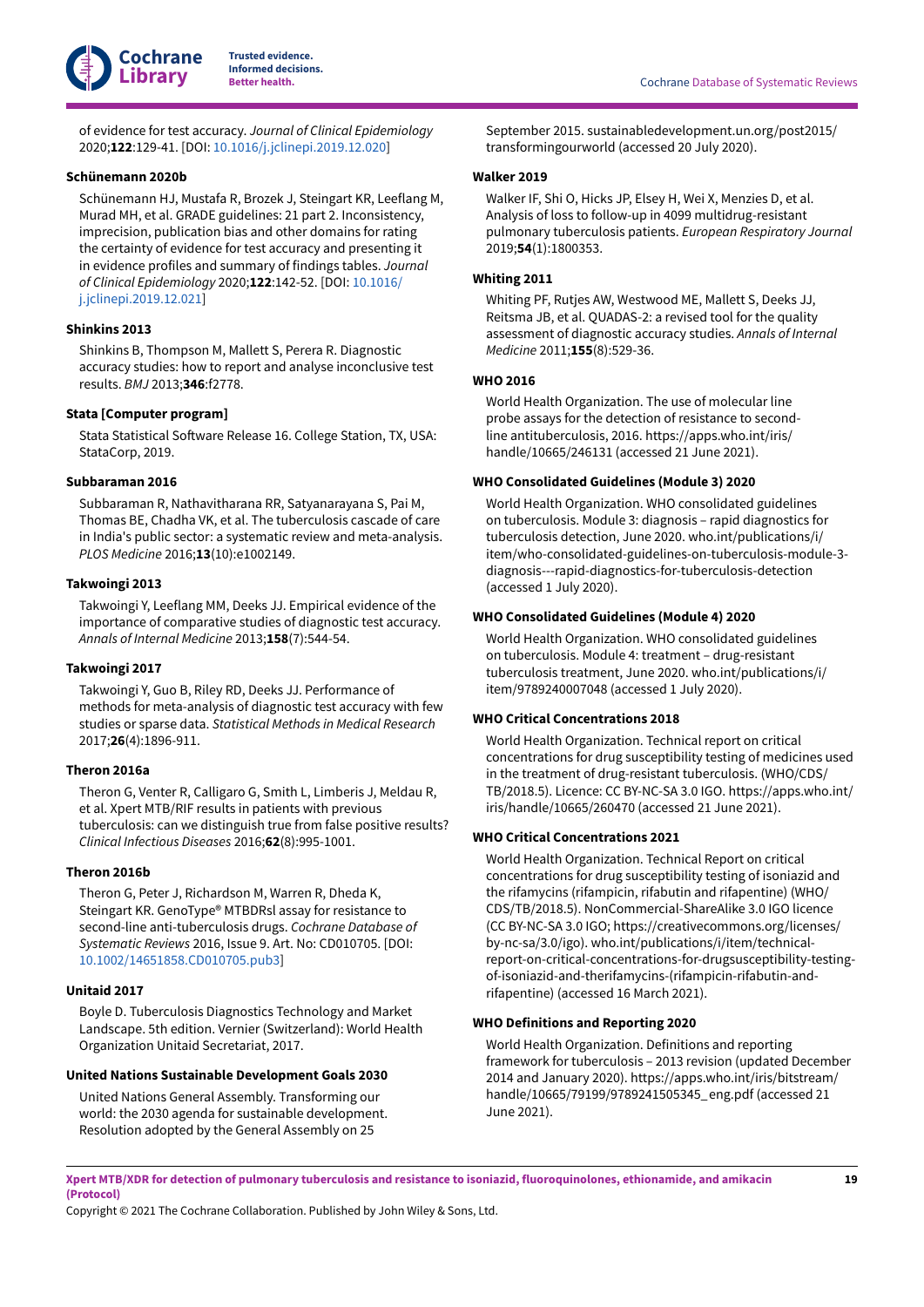of evidence for test accuracy. *Journal of Clinical Epidemiology* 2020;**122**:129-41. [DOI: 10.1016/j.jclinepi.2019.12.020]

**Schünemann 2020b**

Schünemann HJ, Mustafa R, Brozek J, Steingart KR, Leeflang M, Murad MH, et al. GRADE guidelines: 21 part 2. Inconsistency, imprecision, publication bias and other domains for rating the certainty of evidence for test accuracy and presenting it in evidence profiles and summary of findings tables. *Journal of Clinical Epidemiology* 2020;**122**:142-52. [DOI: 10.1016/j.jclinepi.2019.12.021]

**Shinkins 2013**

Shinkins B, Thompson M, Mallett S, Perera R. Diagnostic accuracy studies: how to report and analyse inconclusive test results. *BMJ* 2013;**346**:f2778.

**Stata [Computer program]**

Stata Statistical Software Release 16. College Station, TX, USA: StataCorp, 2019.

**Subbaraman 2016**

Subbaraman R, Nathavitharana RR, Satyanarayana S, Pai M, Thomas BE, Chadha VK, et al. The tuberculosis cascade of care in India's public sector: a systematic review and meta-analysis. *PLOS Medicine* 2016;**13**(10):e1002149.

**Takwoingi 2013**

Takwoingi Y, Leeflang MM, Deeks JJ. Empirical evidence of the importance of comparative studies of diagnostic test accuracy. *Annals of Internal Medicine* 2013;**158**(7):544-54.

**Takwoingi 2017**

Takwoingi Y, Guo B, Riley RD, Deeks JJ. Performance of methods for meta-analysis of diagnostic test accuracy with few studies or sparse data. *Statistical Methods in Medical Research* 2017;**26**(4):1896-911.

**Theron 2016a**

Theron G, Venter R, Calligaro G, Smith L, Limberis J, Meldau R, et al. Xpert MTB/RIF results in patients with previous tuberculosis: can we distinguish true from false positive results? *Clinical Infectious Diseases* 2016;**62**(8):995-1001.

**Theron 2016b**

Theron G, Peter J, Richardson M, Warren R, Dheda K, Steingart KR. GenoType® MTBDRsl assay for resistance to second-line anti-tuberculosis drugs. *Cochrane Database of Systematic Reviews* 2016, Issue 9. Art. No: CD010705. [DOI: 10.1002/14651858.CD010705.pub3]

**Unitaid 2017**

Boyle D. Tuberculosis Diagnostics Technology and Market Landscape. 5th edition. Vernier (Switzerland): World Health Organization Unitaid Secretariat, 2017.

**United Nations Sustainable Development Goals 2030**

United Nations General Assembly. Transforming our world: the 2030 agenda for sustainable development. Resolution adopted by the General Assembly on 25 September 2015. sustainabledevelopment.un.org/post2015/transformingourworld (accessed 20 July 2020).

**Walker 2019**

Walker IF, Shi O, Hicks JP, Elsey H, Wei X, Menzies D, et al. Analysis of loss to follow-up in 4099 multidrug-resistant pulmonary tuberculosis patients. *European Respiratory Journal* 2019;**54**(1):1800353.

**Whiting 2011**

Whiting PF, Rutjes AW, Westwood ME, Mallett S, Deeks JJ, Reitsma JB, et al. QUADAS-2: a revised tool for the quality assessment of diagnostic accuracy studies. *Annals of Internal Medicine* 2011;**155**(8):529-36.

**WHO 2016**

World Health Organization. The use of molecular line probe assays for the detection of resistance to second-line antituberculosis, 2016. https://apps.who.int/iris/handle/10665/246131 (accessed 21 June 2021).

**WHO Consolidated Guidelines (Module 3) 2020**

World Health Organization. WHO consolidated guidelines on tuberculosis. Module 3: diagnosis – rapid diagnostics for tuberculosis detection, June 2020. who.int/publications/i/item/who-consolidated-guidelines-on-tuberculosis-module-3-diagnosis---rapid-diagnostics-for-tuberculosis-detection (accessed 1 July 2020).

**WHO Consolidated Guidelines (Module 4) 2020**

World Health Organization. WHO consolidated guidelines on tuberculosis. Module 4: treatment – drug-resistant tuberculosis treatment, June 2020. who.int/publications/i/item/9789240007048 (accessed 1 July 2020).

**WHO Critical Concentrations 2018**

World Health Organization. Technical report on critical concentrations for drug susceptibility testing of medicines used in the treatment of drug-resistant tuberculosis. (WHO/CDS/TB/2018.5). Licence: CC BY-NC-SA 3.0 IGO. https://apps.who.int/iris/handle/10665/260470 (accessed 21 June 2021).

**WHO Critical Concentrations 2021**

World Health Organization. Technical Report on critical concentrations for drug susceptibility testing of isoniazid and the rifamycins (rifampicin, rifabutin and rifapentine) (WHO/CDS/TB/2018.5). NonCommercial-ShareAlike 3.0 IGO licence (CC BY-NC-SA 3.0 IGO; https://creativecommons.org/licenses/by-nc-sa/3.0/igo). who.int/publications/i/item/technical-report-on-critical-concentrations-for-drugsusceptibility-testing-of-isoniazid-and-therifamycins-(rifampicin-rifabutin-and-rifapentine) (accessed 16 March 2021).

**WHO Definitions and Reporting 2020**

World Health Organization. Definitions and reporting framework for tuberculosis – 2013 revision (updated December 2014 and January 2020). https://apps.who.int/iris/bitstream/handle/10665/79199/9789241505345_eng.pdf (accessed 21 June 2021).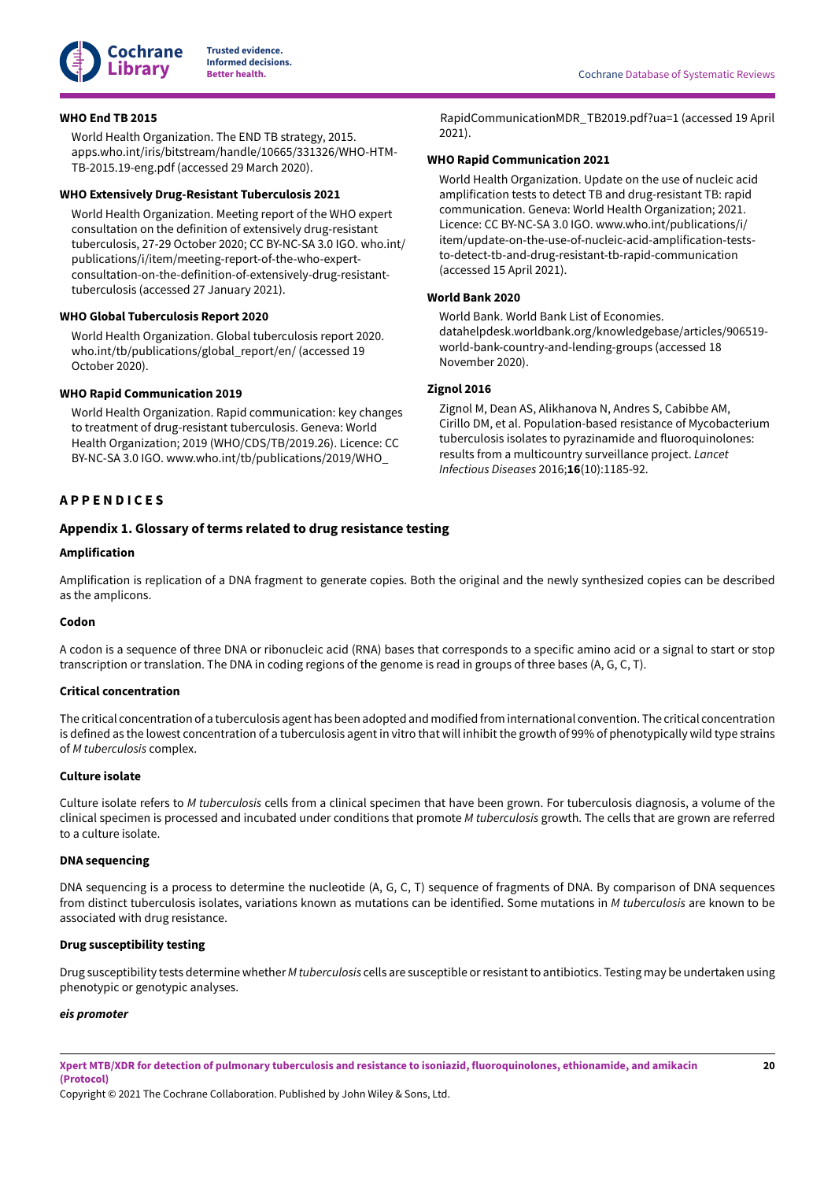**WHO End TB 2015**

World Health Organization. The END TB strategy, 2015. apps.who.int/iris/bitstream/handle/10665/331326/WHO-HTM-TB-2015.19-eng.pdf (accessed 29 March 2020).

**WHO Extensively Drug-Resistant Tuberculosis 2021**

World Health Organization. Meeting report of the WHO expert consultation on the definition of extensively drug-resistant tuberculosis, 27-29 October 2020; CC BY-NC-SA 3.0 IGO. who.int/publications/i/item/meeting-report-of-the-who-expert-consultation-on-the-definition-of-extensively-drug-resistant-tuberculosis (accessed 27 January 2021).

**WHO Global Tuberculosis Report 2020**

World Health Organization. Global tuberculosis report 2020. who.int/tb/publications/global_report/en/ (accessed 19 October 2020).

**WHO Rapid Communication 2019**

World Health Organization. Rapid communication: key changes to treatment of drug-resistant tuberculosis. Geneva: World Health Organization; 2019 (WHO/CDS/TB/2019.26). Licence: CC BY-NC-SA 3.0 IGO. www.who.int/tb/publications/2019/WHO_RapidCommunicationMDR_TB2019.pdf?ua=1 (accessed 19 April 2021).

**WHO Rapid Communication 2021**

World Health Organization. Update on the use of nucleic acid amplification tests to detect TB and drug-resistant TB: rapid communication. Geneva: World Health Organization; 2021. Licence: CC BY-NC-SA 3.0 IGO. www.who.int/publications/i/item/update-on-the-use-of-nucleic-acid-amplification-tests-to-detect-tb-and-drug-resistant-tb-rapid-communication (accessed 15 April 2021).

**World Bank 2020**

World Bank. World Bank List of Economies. datahelpdesk.worldbank.org/knowledgebase/articles/906519-world-bank-country-and-lending-groups (accessed 18 November 2020).

**Zignol 2016**

Zignol M, Dean AS, Alikhanova N, Andres S, Cabibbe AM, Cirillo DM, et al. Population-based resistance of Mycobacterium tuberculosis isolates to pyrazinamide and fluoroquinolones: results from a multicountry surveillance project. *Lancet Infectious Diseases* 2016;**16**(10):1185-92.

# APPENDICES

## Appendix 1. Glossary of terms related to drug resistance testing

**Amplification**

Amplification is replication of a DNA fragment to generate copies. Both the original and the newly synthesized copies can be described as the amplicons.

**Codon**

A codon is a sequence of three DNA or ribonucleic acid (RNA) bases that corresponds to a specific amino acid or a signal to start or stop transcription or translation. The DNA in coding regions of the genome is read in groups of three bases (A, G, C, T).

**Critical concentration**

The critical concentration of a tuberculosis agent has been adopted and modified from international convention. The critical concentration is defined as the lowest concentration of a tuberculosis agent in vitro that will inhibit the growth of 99% of phenotypically wild type strains of *M tuberculosis* complex.

**Culture isolate**

Culture isolate refers to *M tuberculosis* cells from a clinical specimen that have been grown. For tuberculosis diagnosis, a volume of the clinical specimen is processed and incubated under conditions that promote *M tuberculosis* growth. The cells that are grown are referred to a culture isolate.

**DNA sequencing**

DNA sequencing is a process to determine the nucleotide (A, G, C, T) sequence of fragments of DNA. By comparison of DNA sequences from distinct tuberculosis isolates, variations known as mutations can be identified. Some mutations in *M tuberculosis* are known to be associated with drug resistance.

**Drug susceptibility testing**

Drug susceptibility tests determine whether *M tuberculosis* cells are susceptible or resistant to antibiotics. Testing may be undertaken using phenotypic or genotypic analyses.

***eis promoter***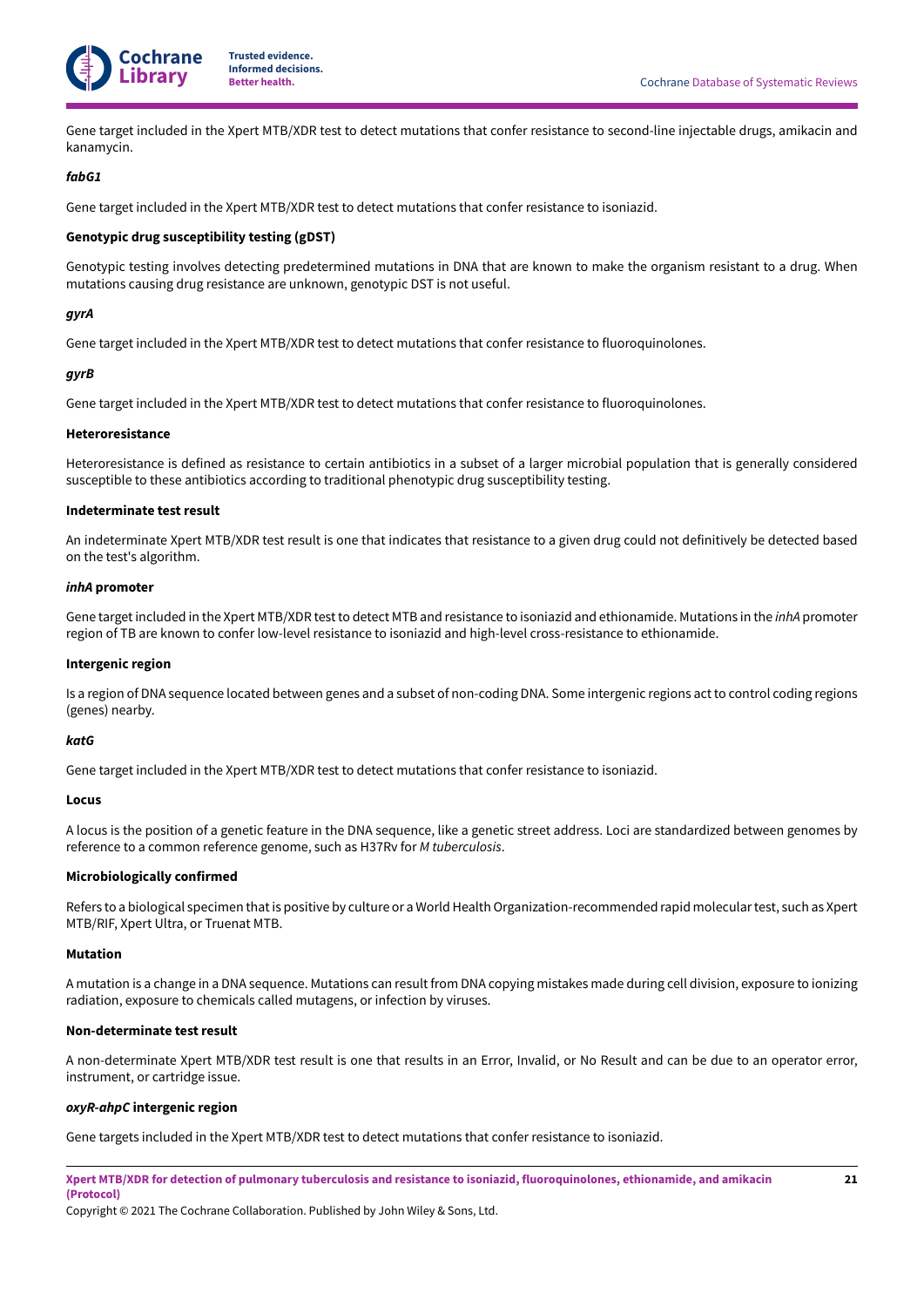Gene target included in the Xpert MTB/XDR test to detect mutations that confer resistance to second-line injectable drugs, amikacin and kanamycin.

***fabG1***

Gene target included in the Xpert MTB/XDR test to detect mutations that confer resistance to isoniazid.

**Genotypic drug susceptibility testing (gDST)**

Genotypic testing involves detecting predetermined mutations in DNA that are known to make the organism resistant to a drug. When mutations causing drug resistance are unknown, genotypic DST is not useful.

***gyrA***

Gene target included in the Xpert MTB/XDR test to detect mutations that confer resistance to fluoroquinolones.

***gyrB***

Gene target included in the Xpert MTB/XDR test to detect mutations that confer resistance to fluoroquinolones.

**Heteroresistance**

Heteroresistance is defined as resistance to certain antibiotics in a subset of a larger microbial population that is generally considered susceptible to these antibiotics according to traditional phenotypic drug susceptibility testing.

**Indeterminate test result**

An indeterminate Xpert MTB/XDR test result is one that indicates that resistance to a given drug could not definitively be detected based on the test's algorithm.

***inhA* promoter**

Gene target included in the Xpert MTB/XDR test to detect MTB and resistance to isoniazid and ethionamide. Mutations in the *inhA* promoter region of TB are known to confer low-level resistance to isoniazid and high-level cross-resistance to ethionamide.

**Intergenic region**

Is a region of DNA sequence located between genes and a subset of non-coding DNA. Some intergenic regions act to control coding regions (genes) nearby.

***katG***

Gene target included in the Xpert MTB/XDR test to detect mutations that confer resistance to isoniazid.

**Locus**

A locus is the position of a genetic feature in the DNA sequence, like a genetic street address. Loci are standardized between genomes by reference to a common reference genome, such as H37Rv for *M tuberculosis*.

**Microbiologically confirmed**

Refers to a biological specimen that is positive by culture or a World Health Organization-recommended rapid molecular test, such as Xpert MTB/RIF, Xpert Ultra, or Truenat MTB.

**Mutation**

A mutation is a change in a DNA sequence. Mutations can result from DNA copying mistakes made during cell division, exposure to ionizing radiation, exposure to chemicals called mutagens, or infection by viruses.

**Non-determinate test result**

A non-determinate Xpert MTB/XDR test result is one that results in an Error, Invalid, or No Result and can be due to an operator error, instrument, or cartridge issue.

***oxyR-ahpC* intergenic region**

Gene targets included in the Xpert MTB/XDR test to detect mutations that confer resistance to isoniazid.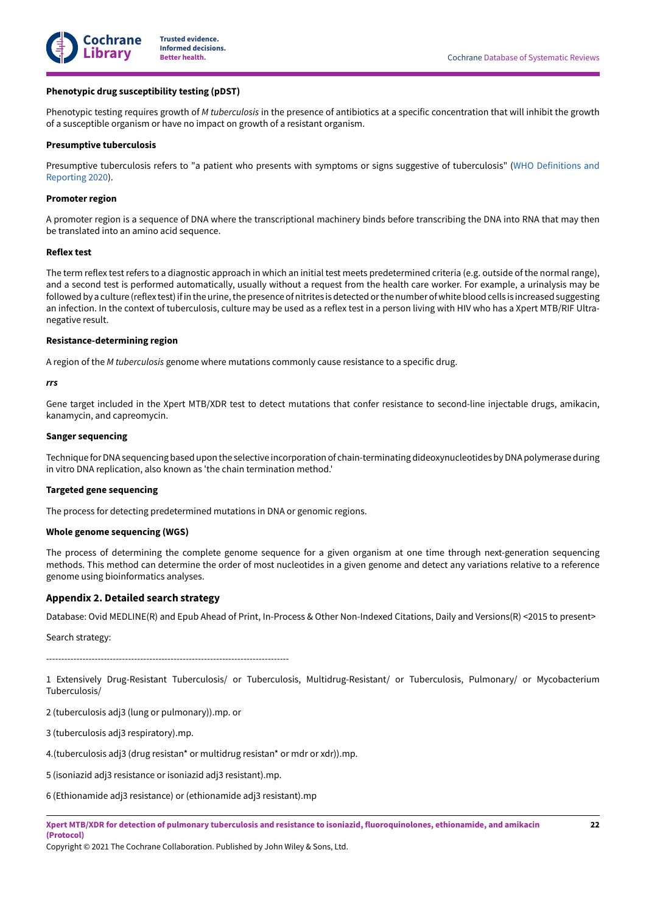**Phenotypic drug susceptibility testing (pDST)**

Phenotypic testing requires growth of *M tuberculosis* in the presence of antibiotics at a specific concentration that will inhibit the growth of a susceptible organism or have no impact on growth of a resistant organism.

**Presumptive tuberculosis**

Presumptive tuberculosis refers to "a patient who presents with symptoms or signs suggestive of tuberculosis" (WHO Definitions and Reporting 2020).

**Promoter region**

A promoter region is a sequence of DNA where the transcriptional machinery binds before transcribing the DNA into RNA that may then be translated into an amino acid sequence.

**Reflex test**

The term reflex test refers to a diagnostic approach in which an initial test meets predetermined criteria (e.g. outside of the normal range), and a second test is performed automatically, usually without a request from the health care worker. For example, a urinalysis may be followed by a culture (reflex test) if in the urine, the presence of nitrites is detected or the number of white blood cells is increased suggesting an infection. In the context of tuberculosis, culture may be used as a reflex test in a person living with HIV who has a Xpert MTB/RIF Ultra-negative result.

**Resistance-determining region**

A region of the *M tuberculosis* genome where mutations commonly cause resistance to a specific drug.

***rrs***

Gene target included in the Xpert MTB/XDR test to detect mutations that confer resistance to second-line injectable drugs, amikacin, kanamycin, and capreomycin.

**Sanger sequencing**

Technique for DNA sequencing based upon the selective incorporation of chain-terminating dideoxynucleotides by DNA polymerase during in vitro DNA replication, also known as 'the chain termination method.'

**Targeted gene sequencing**

The process for detecting predetermined mutations in DNA or genomic regions.

**Whole genome sequencing (WGS)**

The process of determining the complete genome sequence for a given organism at one time through next-generation sequencing methods. This method can determine the order of most nucleotides in a given genome and detect any variations relative to a reference genome using bioinformatics analyses.

## Appendix 2. Detailed search strategy

Database: Ovid MEDLINE(R) and Epub Ahead of Print, In-Process & Other Non-Indexed Citations, Daily and Versions(R) <2015 to present>

Search strategy:

--------------------------------------------------------------------------------

1 Extensively Drug-Resistant Tuberculosis/ or Tuberculosis, Multidrug-Resistant/ or Tuberculosis, Pulmonary/ or Mycobacterium Tuberculosis/

2 (tuberculosis adj3 (lung or pulmonary)).mp. or

3 (tuberculosis adj3 respiratory).mp.

4.(tuberculosis adj3 (drug resistan* or multidrug resistan* or mdr or xdr)).mp.

5 (isoniazid adj3 resistance or isoniazid adj3 resistant).mp.

6 (Ethionamide adj3 resistance) or (ethionamide adj3 resistant).mp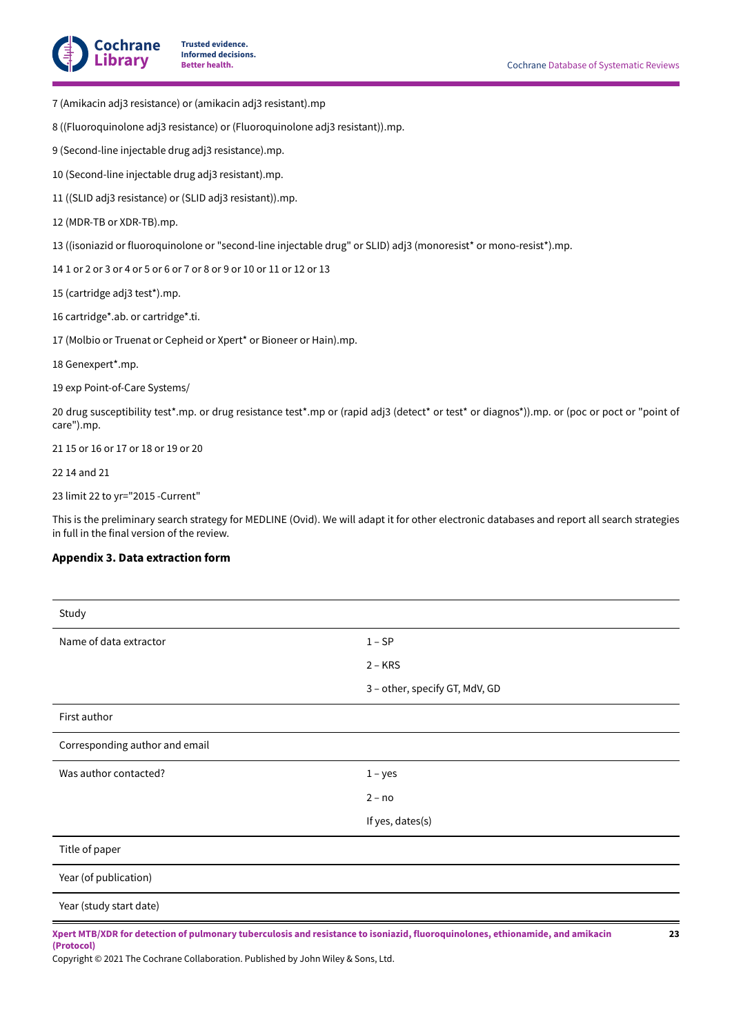7 (Amikacin adj3 resistance) or (amikacin adj3 resistant).mp

8 ((Fluoroquinolone adj3 resistance) or (Fluoroquinolone adj3 resistant)).mp.

9 (Second-line injectable drug adj3 resistance).mp.

10 (Second-line injectable drug adj3 resistant).mp.

11 ((SLID adj3 resistance) or (SLID adj3 resistant)).mp.

12 (MDR-TB or XDR-TB).mp.

13 ((isoniazid or fluoroquinolone or "second-line injectable drug" or SLID) adj3 (monoresist* or mono-resist*).mp.

14 1 or 2 or 3 or 4 or 5 or 6 or 7 or 8 or 9 or 10 or 11 or 12 or 13

15 (cartridge adj3 test*).mp.

16 cartridge*.ab. or cartridge*.ti.

17 (Molbio or Truenat or Cepheid or Xpert* or Bioneer or Hain).mp.

18 Genexpert*.mp.

19 exp Point-of-Care Systems/

20 drug susceptibility test*.mp. or drug resistance test*.mp or (rapid adj3 (detect* or test* or diagnos*)).mp. or (poc or poct or "point of care").mp.

21 15 or 16 or 17 or 18 or 19 or 20

22 14 and 21

23 limit 22 to yr="2015 -Current"

This is the preliminary search strategy for MEDLINE (Ovid). We will adapt it for other electronic databases and report all search strategies in full in the final version of the review.

### Appendix 3. Data extraction form

| Study | |
|---|---|
| Name of data extractor | 1 – SP |
| | 2 – KRS |
| | 3 – other, specify GT, MdV, GD |
| First author | |
| Corresponding author and email | |
| Was author contacted? | 1 – yes |
| | 2 – no |
| | If yes, dates(s) |
| Title of paper | |
| Year (of publication) | |
| Year (study start date) | |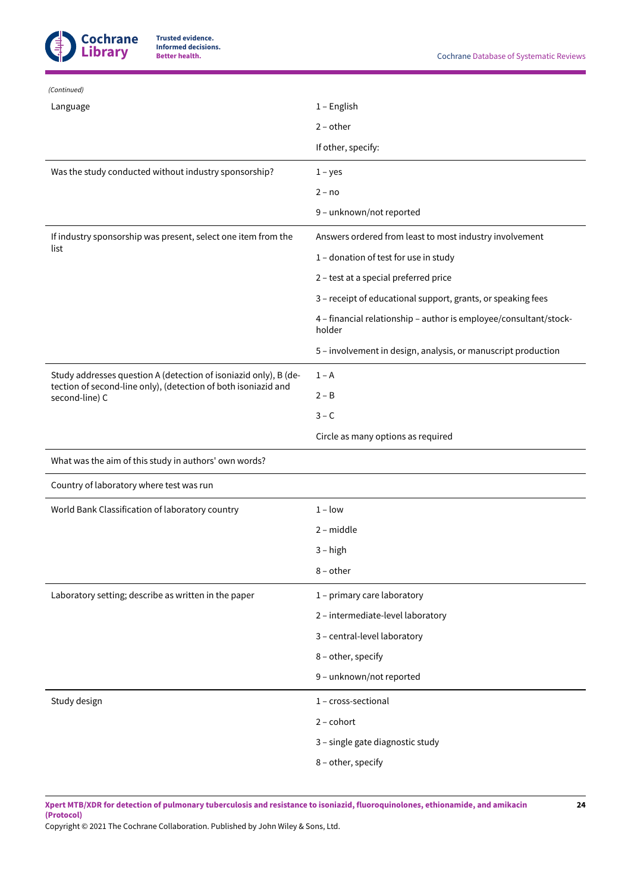*(Continued)*

| | |
|---|---|
| Language | 1 – English<br>2 – other<br>If other, specify: |
| Was the study conducted without industry sponsorship? | 1 – yes<br>2 – no<br>9 – unknown/not reported |
| If industry sponsorship was present, select one item from the list | Answers ordered from least to most industry involvement<br>1 – donation of test for use in study<br>2 – test at a special preferred price<br>3 – receipt of educational support, grants, or speaking fees<br>4 – financial relationship – author is employee/consultant/stock-holder<br>5 – involvement in design, analysis, or manuscript production |
| Study addresses question A (detection of isoniazid only), B (detection of second-line only), (detection of both isoniazid and second-line) C | 1 – A<br>2 – B<br>3 – C<br>Circle as many options as required |
| What was the aim of this study in authors' own words? | |
| Country of laboratory where test was run | |
| World Bank Classification of laboratory country | 1 – low<br>2 – middle<br>3 – high<br>8 – other |
| Laboratory setting; describe as written in the paper | 1 – primary care laboratory<br>2 – intermediate-level laboratory<br>3 – central-level laboratory<br>8 – other, specify<br>9 – unknown/not reported |
| Study design | 1 – cross-sectional<br>2 – cohort<br>3 – single gate diagnostic study<br>8 – other, specify |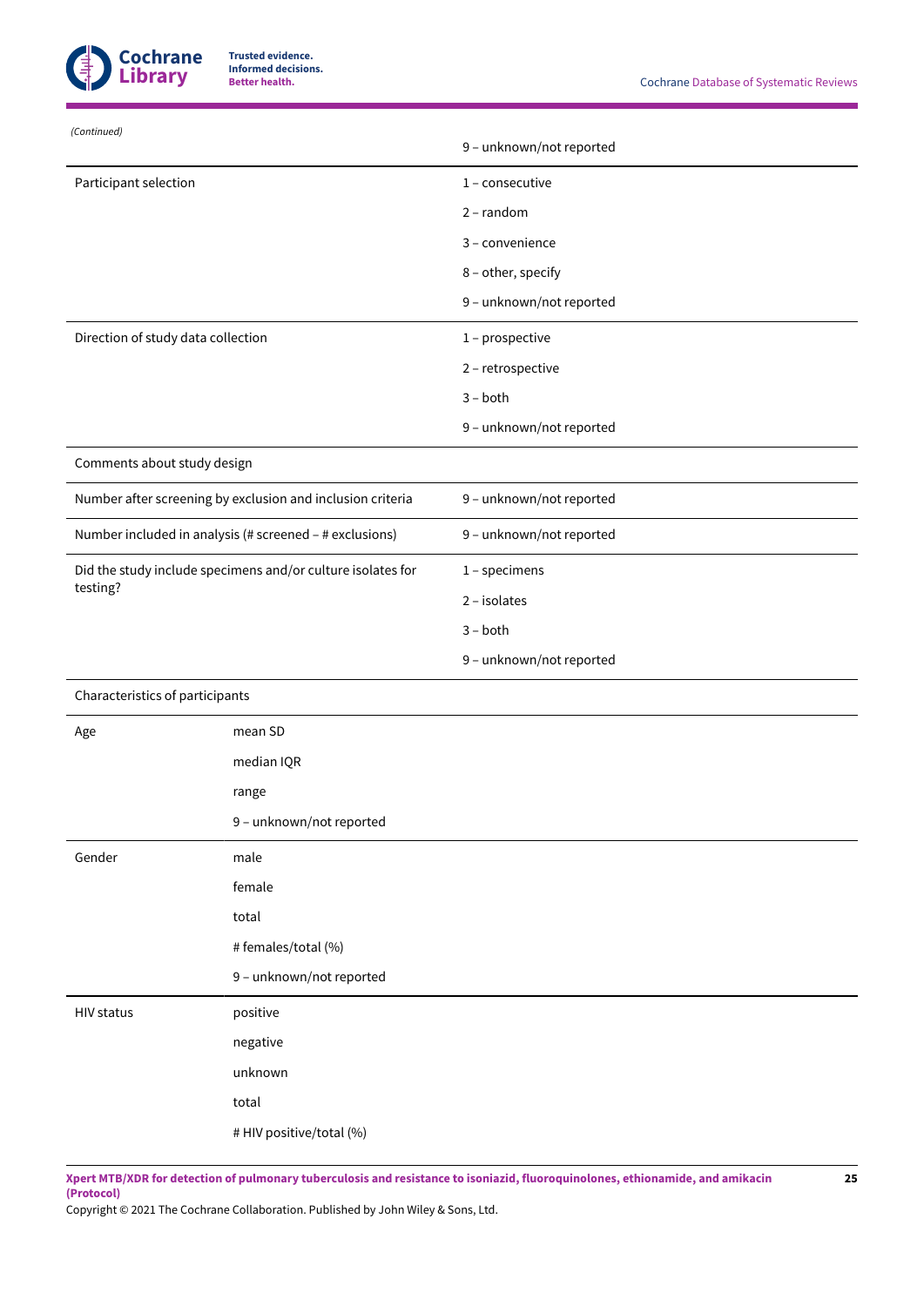*(Continued)*

| | | |
|---|---|---|
| | | 9 – unknown/not reported |
| Participant selection | | 1 – consecutive |
| | | 2 – random |
| | | 3 – convenience |
| | | 8 – other, specify |
| | | 9 – unknown/not reported |
| Direction of study data collection | | 1 – prospective |
| | | 2 – retrospective |
| | | 3 – both |
| | | 9 – unknown/not reported |
| Comments about study design | | |
| Number after screening by exclusion and inclusion criteria | | 9 – unknown/not reported |
| Number included in analysis (# screened – # exclusions) | | 9 – unknown/not reported |
| Did the study include specimens and/or culture isolates for testing? | | 1 – specimens |
| | | 2 – isolates |
| | | 3 – both |
| | | 9 – unknown/not reported |
| Characteristics of participants | | |
| Age | mean SD | |
| | median IQR | |
| | range | |
| | 9 – unknown/not reported | |
| Gender | male | |
| | female | |
| | total | |
| | # females/total (%) | |
| | 9 – unknown/not reported | |
| HIV status | positive | |
| | negative | |
| | unknown | |
| | total | |
| | # HIV positive/total (%) | |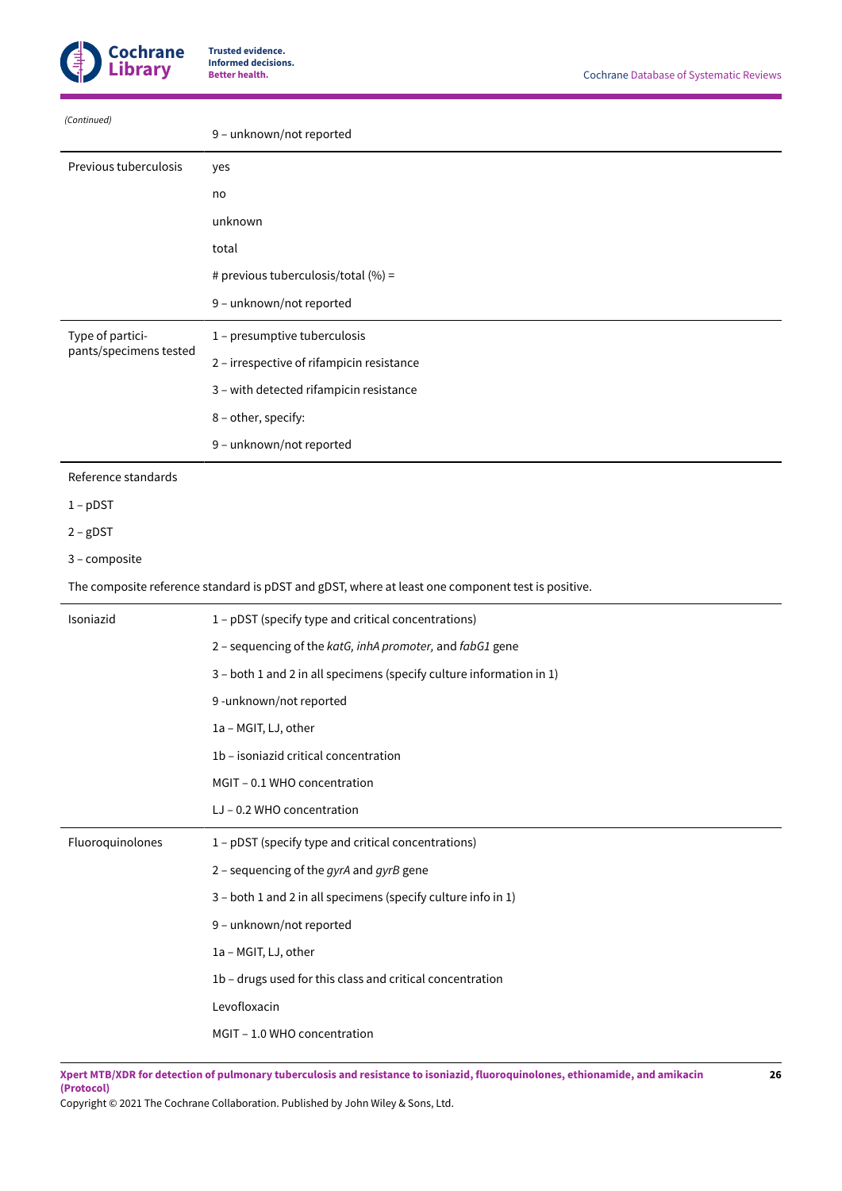*(Continued)*

| | |
|---|---|
| | 9 – unknown/not reported |
| Previous tuberculosis | yes |
| | no |
| | unknown |
| | total |
| | # previous tuberculosis/total (%) = |
| | 9 – unknown/not reported |
| Type of participants/specimens tested | 1 – presumptive tuberculosis |
| | 2 – irrespective of rifampicin resistance |
| | 3 – with detected rifampicin resistance |
| | 8 – other, specify: |
| | 9 – unknown/not reported |

Reference standards

1 – pDST

2 – gDST

3 – composite

The composite reference standard is pDST and gDST, where at least one component test is positive.

| | |
|---|---|
| Isoniazid | 1 – pDST (specify type and critical concentrations) |
| | 2 – sequencing of the *katG, inhA promoter,* and *fabG1* gene |
| | 3 – both 1 and 2 in all specimens (specify culture information in 1) |
| | 9 -unknown/not reported |
| | 1a – MGIT, LJ, other |
| | 1b – isoniazid critical concentration |
| | MGIT – 0.1 WHO concentration |
| | LJ – 0.2 WHO concentration |
| Fluoroquinolones | 1 – pDST (specify type and critical concentrations) |
| | 2 – sequencing of the *gyrA* and *gyrB* gene |
| | 3 – both 1 and 2 in all specimens (specify culture info in 1) |
| | 9 – unknown/not reported |
| | 1a – MGIT, LJ, other |
| | 1b – drugs used for this class and critical concentration |
| | Levofloxacin |
| | MGIT – 1.0 WHO concentration |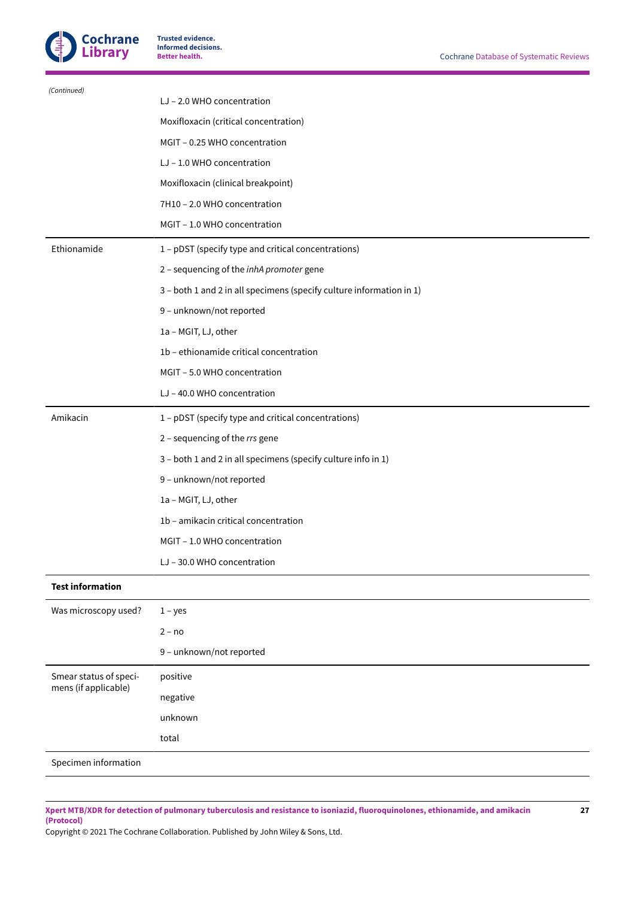*(Continued)*

| | |
|---|---|
| | LJ – 2.0 WHO concentration |
| | Moxifloxacin (critical concentration) |
| | MGIT – 0.25 WHO concentration |
| | LJ – 1.0 WHO concentration |
| | Moxifloxacin (clinical breakpoint) |
| | 7H10 – 2.0 WHO concentration |
| | MGIT – 1.0 WHO concentration |
| Ethionamide | 1 – pDST (specify type and critical concentrations) |
| | 2 – sequencing of the *inhA promoter* gene |
| | 3 – both 1 and 2 in all specimens (specify culture information in 1) |
| | 9 – unknown/not reported |
| | 1a – MGIT, LJ, other |
| | 1b – ethionamide critical concentration |
| | MGIT – 5.0 WHO concentration |
| | LJ – 40.0 WHO concentration |
| Amikacin | 1 – pDST (specify type and critical concentrations) |
| | 2 – sequencing of the *rrs* gene |
| | 3 – both 1 and 2 in all specimens (specify culture info in 1) |
| | 9 – unknown/not reported |
| | 1a – MGIT, LJ, other |
| | 1b – amikacin critical concentration |
| | MGIT – 1.0 WHO concentration |
| | LJ – 30.0 WHO concentration |
| **Test information** | |
| Was microscopy used? | 1 – yes |
| | 2 – no |
| | 9 – unknown/not reported |
| Smear status of specimens (if applicable) | positive |
| | negative |
| | unknown |
| | total |
| Specimen information | |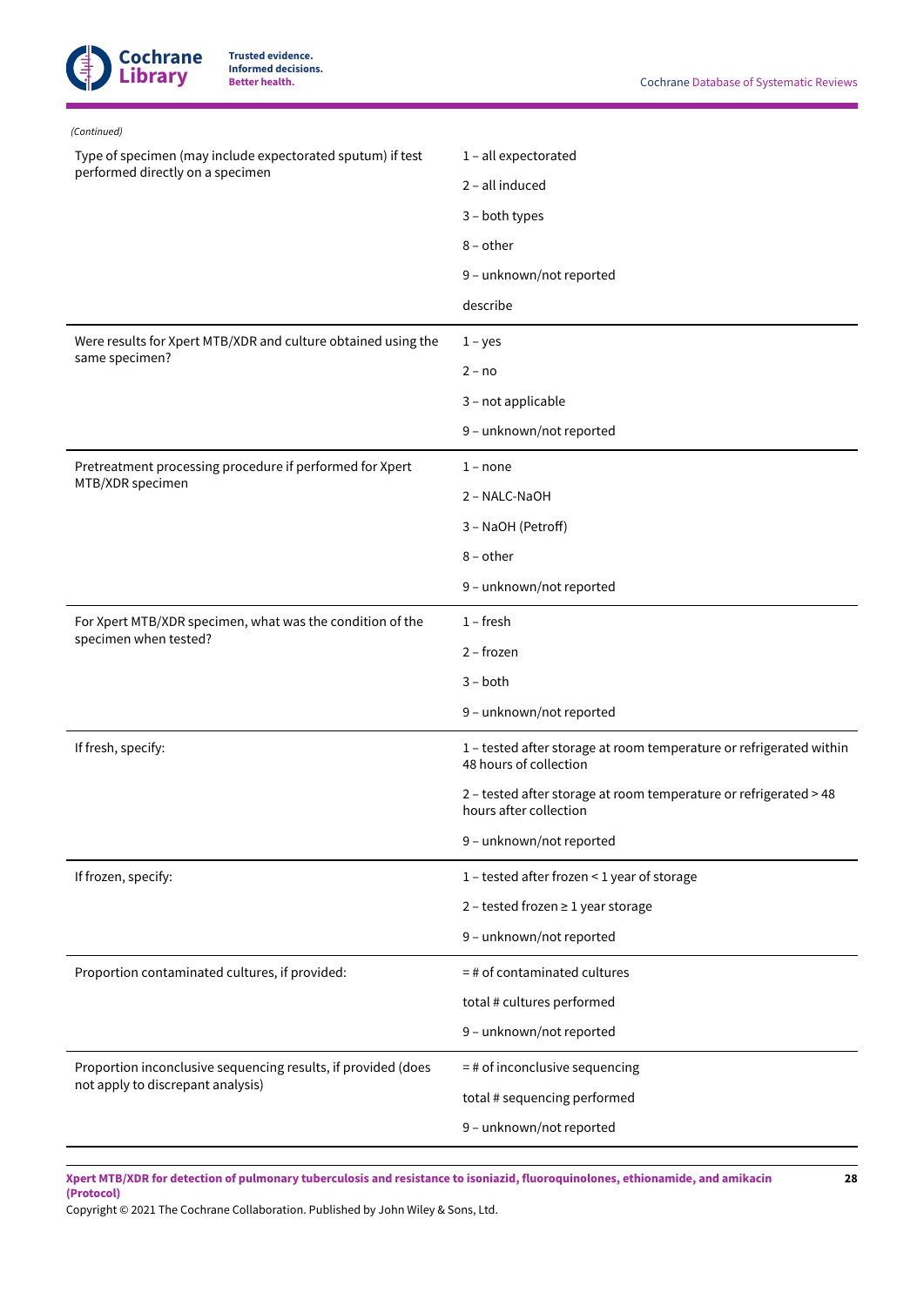*(Continued)*

| | |
|---|---|
| Type of specimen (may include expectorated sputum) if test performed directly on a specimen | 1 – all expectorated |
| | 2 – all induced |
| | 3 – both types |
| | 8 – other |
| | 9 – unknown/not reported |
| | describe |
| Were results for Xpert MTB/XDR and culture obtained using the same specimen? | 1 – yes |
| | 2 – no |
| | 3 – not applicable |
| | 9 – unknown/not reported |
| Pretreatment processing procedure if performed for Xpert MTB/XDR specimen | 1 – none |
| | 2 – NALC-NaOH |
| | 3 – NaOH (Petroff) |
| | 8 – other |
| | 9 – unknown/not reported |
| For Xpert MTB/XDR specimen, what was the condition of the specimen when tested? | 1 – fresh |
| | 2 – frozen |
| | 3 – both |
| | 9 – unknown/not reported |
| If fresh, specify: | 1 – tested after storage at room temperature or refrigerated within 48 hours of collection |
| | 2 – tested after storage at room temperature or refrigerated > 48 hours after collection |
| | 9 – unknown/not reported |
| If frozen, specify: | 1 – tested after frozen < 1 year of storage |
| | 2 – tested frozen ≥ 1 year storage |
| | 9 – unknown/not reported |
| Proportion contaminated cultures, if provided: | = # of contaminated cultures |
| | total # cultures performed |
| | 9 – unknown/not reported |
| Proportion inconclusive sequencing results, if provided (does not apply to discrepant analysis) | = # of inconclusive sequencing |
| | total # sequencing performed |
| | 9 – unknown/not reported |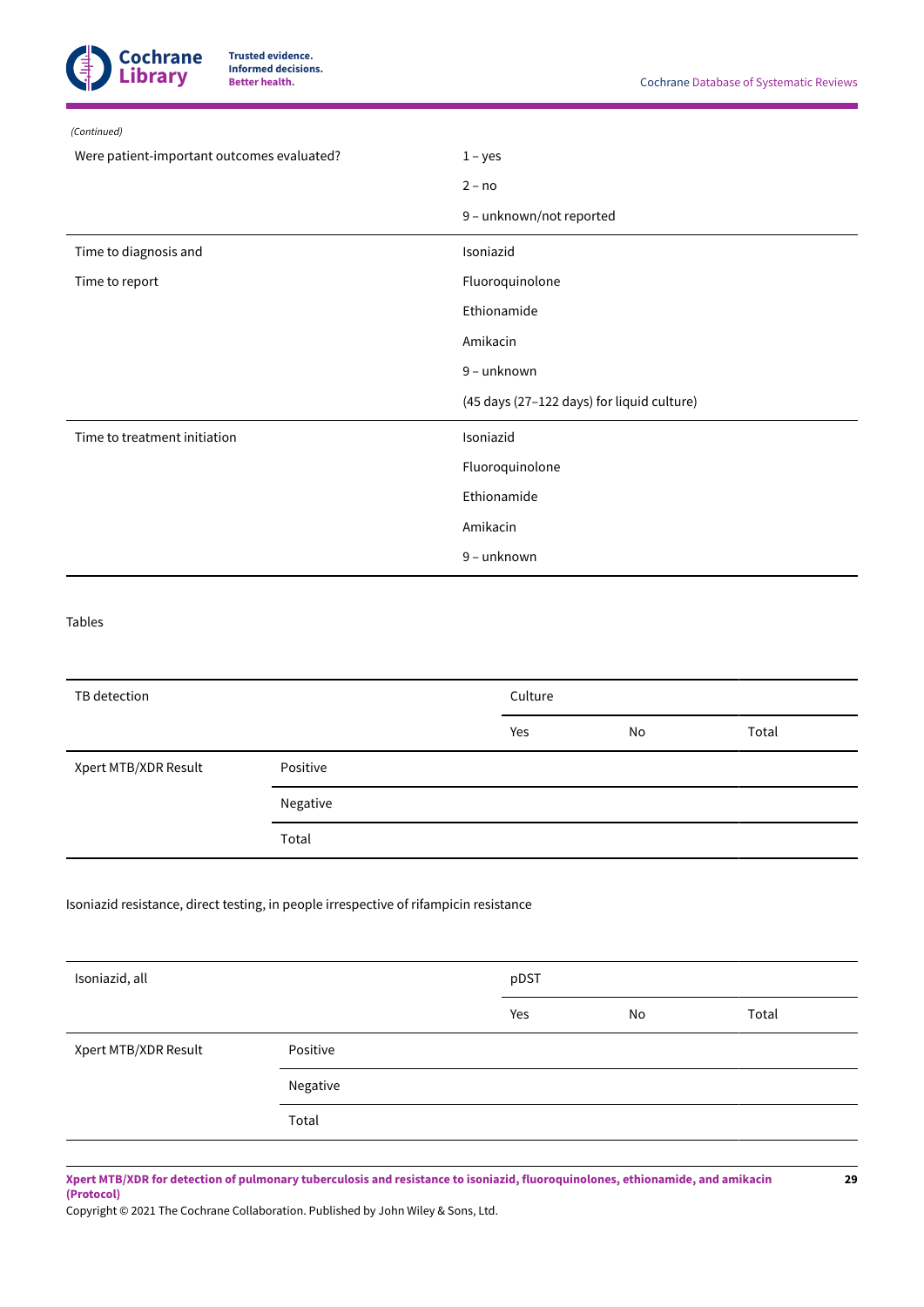*(Continued)*

| | |
|---|---|
| Were patient-important outcomes evaluated? | 1 – yes |
| | 2 – no |
| | 9 – unknown/not reported |
| Time to diagnosis and | Isoniazid |
| Time to report | Fluoroquinolone |
| | Ethionamide |
| | Amikacin |
| | 9 – unknown |
| | (45 days (27–122 days) for liquid culture) |
| Time to treatment initiation | Isoniazid |
| | Fluoroquinolone |
| | Ethionamide |
| | Amikacin |
| | 9 – unknown |

Tables

| TB detection | | Culture | | |
|---|---|---|---|---|
| | | Yes | No | Total |
| Xpert MTB/XDR Result | Positive | | | |
| | Negative | | | |
| | Total | | | |

Isoniazid resistance, direct testing, in people irrespective of rifampicin resistance

| Isoniazid, all | | pDST | | |
|---|---|---|---|---|
| | | Yes | No | Total |
| Xpert MTB/XDR Result | Positive | | | |
| | Negative | | | |
| | Total | | | |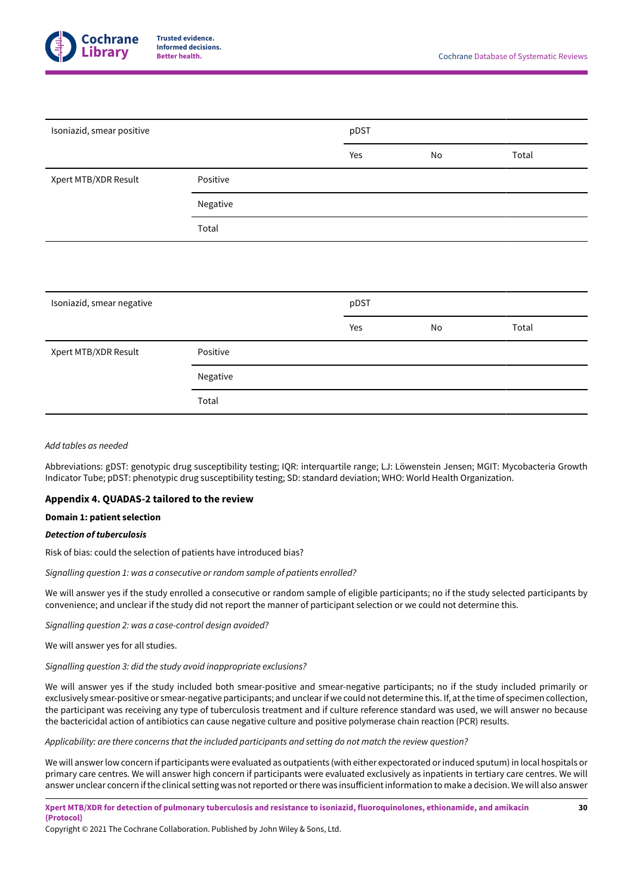| Isoniazid, smear positive | | pDST | | |
|---|---|---|---|---|
| | | Yes | No | Total |
| Xpert MTB/XDR Result | Positive | | | |
| | Negative | | | |
| | Total | | | |

| Isoniazid, smear negative | | pDST | | |
|---|---|---|---|---|
| | | Yes | No | Total |
| Xpert MTB/XDR Result | Positive | | | |
| | Negative | | | |
| | Total | | | |

*Add tables as needed*

Abbreviations: gDST: genotypic drug susceptibility testing; IQR: interquartile range; LJ: Löwenstein Jensen; MGIT: Mycobacteria Growth Indicator Tube; pDST: phenotypic drug susceptibility testing; SD: standard deviation; WHO: World Health Organization.

### Appendix 4. QUADAS-2 tailored to the review

**Domain 1: patient selection**

***Detection of tuberculosis***

Risk of bias: could the selection of patients have introduced bias?

*Signalling question 1: was a consecutive or random sample of patients enrolled?*

We will answer yes if the study enrolled a consecutive or random sample of eligible participants; no if the study selected participants by convenience; and unclear if the study did not report the manner of participant selection or we could not determine this.

*Signalling question 2: was a case-control design avoided?*

We will answer yes for all studies.

*Signalling question 3: did the study avoid inappropriate exclusions?*

We will answer yes if the study included both smear-positive and smear-negative participants; no if the study included primarily or exclusively smear-positive or smear-negative participants; and unclear if we could not determine this. If, at the time of specimen collection, the participant was receiving any type of tuberculosis treatment and if culture reference standard was used, we will answer no because the bactericidal action of antibiotics can cause negative culture and positive polymerase chain reaction (PCR) results.

*Applicability: are there concerns that the included participants and setting do not match the review question?*

We will answer low concern if participants were evaluated as outpatients (with either expectorated or induced sputum) in local hospitals or primary care centres. We will answer high concern if participants were evaluated exclusively as inpatients in tertiary care centres. We will answer unclear concern if the clinical setting was not reported or there was insufficient information to make a decision. We will also answer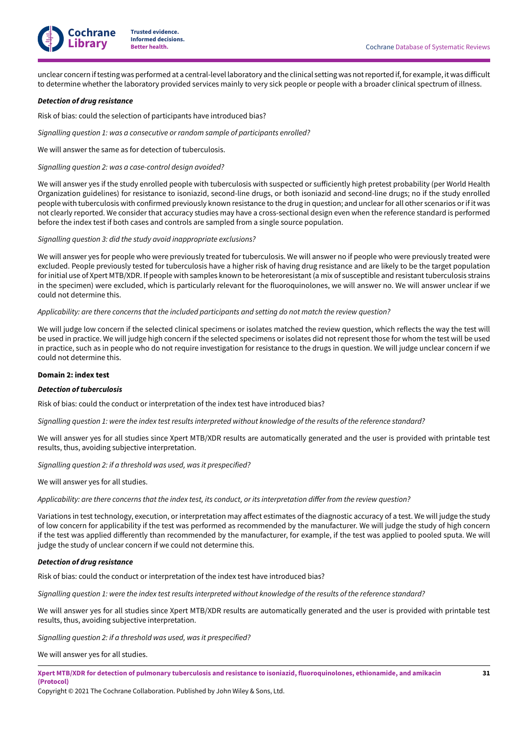unclear concern if testing was performed at a central-level laboratory and the clinical setting was not reported if, for example, it was difficult to determine whether the laboratory provided services mainly to very sick people or people with a broader clinical spectrum of illness.

***Detection of drug resistance***

Risk of bias: could the selection of participants have introduced bias?

*Signalling question 1: was a consecutive or random sample of participants enrolled?*

We will answer the same as for detection of tuberculosis.

*Signalling question 2: was a case-control design avoided?*

We will answer yes if the study enrolled people with tuberculosis with suspected or sufficiently high pretest probability (per World Health Organization guidelines) for resistance to isoniazid, second-line drugs, or both isoniazid and second-line drugs; no if the study enrolled people with tuberculosis with confirmed previously known resistance to the drug in question; and unclear for all other scenarios or if it was not clearly reported. We consider that accuracy studies may have a cross-sectional design even when the reference standard is performed before the index test if both cases and controls are sampled from a single source population.

*Signalling question 3: did the study avoid inappropriate exclusions?*

We will answer yes for people who were previously treated for tuberculosis. We will answer no if people who were previously treated were excluded. People previously tested for tuberculosis have a higher risk of having drug resistance and are likely to be the target population for initial use of Xpert MTB/XDR. If people with samples known to be heteroresistant (a mix of susceptible and resistant tuberculosis strains in the specimen) were excluded, which is particularly relevant for the fluoroquinolones, we will answer no. We will answer unclear if we could not determine this.

*Applicability: are there concerns that the included participants and setting do not match the review question?*

We will judge low concern if the selected clinical specimens or isolates matched the review question, which reflects the way the test will be used in practice. We will judge high concern if the selected specimens or isolates did not represent those for whom the test will be used in practice, such as in people who do not require investigation for resistance to the drugs in question. We will judge unclear concern if we could not determine this.

**Domain 2: index test**

***Detection of tuberculosis***

Risk of bias: could the conduct or interpretation of the index test have introduced bias?

*Signalling question 1: were the index test results interpreted without knowledge of the results of the reference standard?*

We will answer yes for all studies since Xpert MTB/XDR results are automatically generated and the user is provided with printable test results, thus, avoiding subjective interpretation.

*Signalling question 2: if a threshold was used, was it prespecified?*

We will answer yes for all studies.

*Applicability: are there concerns that the index test, its conduct, or its interpretation differ from the review question?*

Variations in test technology, execution, or interpretation may affect estimates of the diagnostic accuracy of a test. We will judge the study of low concern for applicability if the test was performed as recommended by the manufacturer. We will judge the study of high concern if the test was applied differently than recommended by the manufacturer, for example, if the test was applied to pooled sputa. We will judge the study of unclear concern if we could not determine this.

***Detection of drug resistance***

Risk of bias: could the conduct or interpretation of the index test have introduced bias?

*Signalling question 1: were the index test results interpreted without knowledge of the results of the reference standard?*

We will answer yes for all studies since Xpert MTB/XDR results are automatically generated and the user is provided with printable test results, thus, avoiding subjective interpretation.

*Signalling question 2: if a threshold was used, was it prespecified?*

We will answer yes for all studies.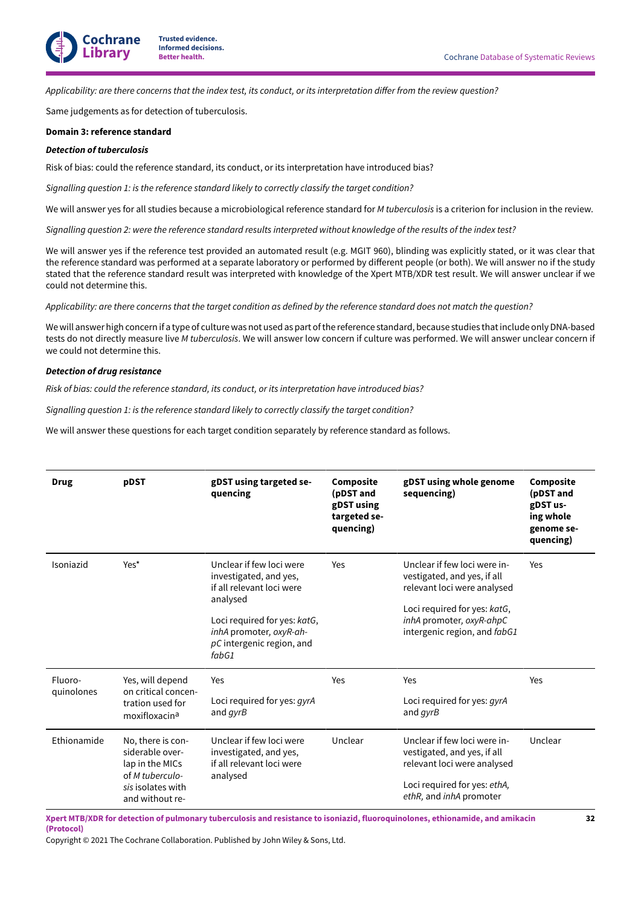*Applicability: are there concerns that the index test, its conduct, or its interpretation differ from the review question?*

Same judgements as for detection of tuberculosis.

**Domain 3: reference standard**

***Detection of tuberculosis***

Risk of bias: could the reference standard, its conduct, or its interpretation have introduced bias?

*Signalling question 1: is the reference standard likely to correctly classify the target condition?*

We will answer yes for all studies because a microbiological reference standard for *M tuberculosis* is a criterion for inclusion in the review.

*Signalling question 2: were the reference standard results interpreted without knowledge of the results of the index test?*

We will answer yes if the reference test provided an automated result (e.g. MGIT 960), blinding was explicitly stated, or it was clear that the reference standard was performed at a separate laboratory or performed by different people (or both). We will answer no if the study stated that the reference standard result was interpreted with knowledge of the Xpert MTB/XDR test result. We will answer unclear if we could not determine this.

*Applicability: are there concerns that the target condition as defined by the reference standard does not match the question?*

We will answer high concern if a type of culture was not used as part of the reference standard, because studies that include only DNA-based tests do not directly measure live *M tuberculosis*. We will answer low concern if culture was performed. We will answer unclear concern if we could not determine this.

***Detection of drug resistance***

*Risk of bias: could the reference standard, its conduct, or its interpretation have introduced bias?*

*Signalling question 1: is the reference standard likely to correctly classify the target condition?*

We will answer these questions for each target condition separately by reference standard as follows.

| Drug | pDST | gDST using targeted sequencing | Composite (pDST and gDST using targeted sequencing) | gDST using whole genome sequencing) | Composite (pDST and gDST using whole genome sequencing) |
|---|---|---|---|---|---|
| Isoniazid | Yes* | Unclear if few loci were investigated, and yes, if all relevant loci were analysed<br><br>Loci required for yes: *katG*, *inhA* promoter, *oxyR-ahpC* intergenic region, and *fabG1* | Yes | Unclear if few loci were investigated, and yes, if all relevant loci were analysed<br><br>Loci required for yes: *katG*, *inhA* promoter, *oxyR-ahpC* intergenic region, and *fabG1* | Yes |
| Fluoroquinolones | Yes, will depend on critical concentration used for moxifloxacin[a] | Yes<br><br>Loci required for yes: *gyrA* and *gyrB* | Yes | Yes<br><br>Loci required for yes: *gyrA* and *gyrB* | Yes |
| Ethionamide | No, there is considerable overlap in the MICs of *M tuberculosis* isolates with and without re- | Unclear if few loci were investigated, and yes, if all relevant loci were analysed | Unclear | Unclear if few loci were investigated, and yes, if all relevant loci were analysed<br><br>Loci required for yes: *ethA*, *ethR*, and *inhA* promoter | Unclear |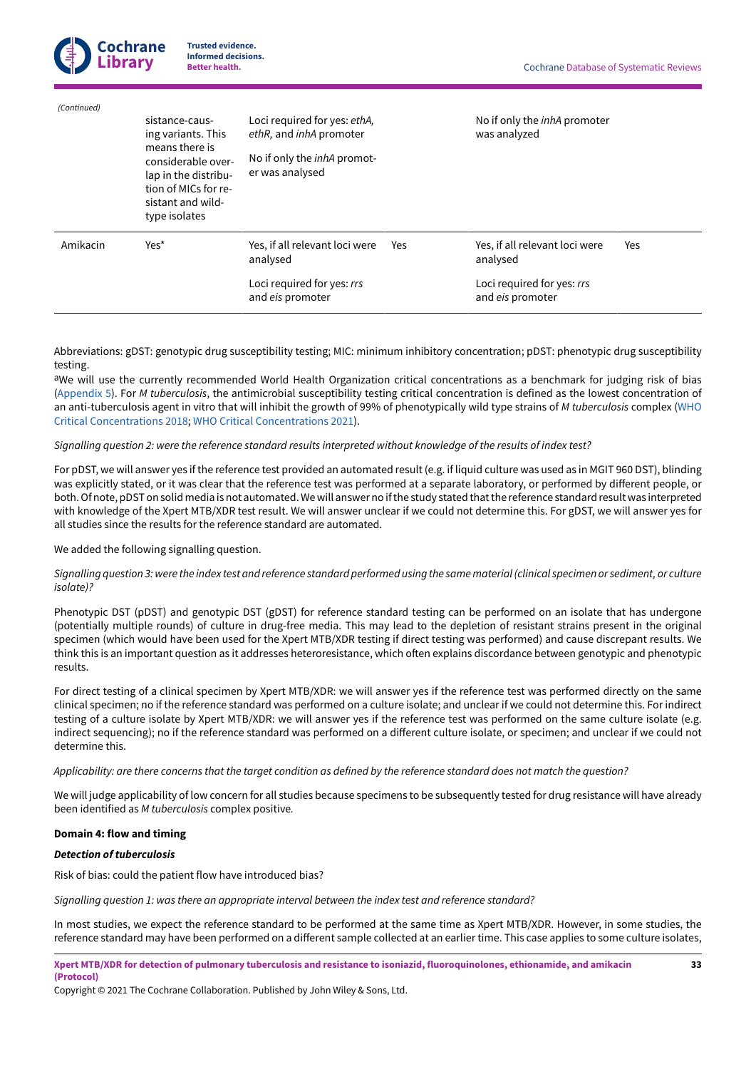*(Continued)*

| | sistance-causing variants. This means there is considerable overlap in the distribution of MICs for resistant and wild-type isolates | Loci required for yes: *ethA, ethR,* and *inhA* promoter<br><br>No if only the *inhA* promoter was analysed | | No if only the *inhA* promoter was analyzed | |
|---|---|---|---|---|---|
| Amikacin | Yes* | Yes, if all relevant loci were analysed<br><br>Loci required for yes: *rrs* and *eis* promoter | Yes | Yes, if all relevant loci were analysed<br><br>Loci required for yes: *rrs* and *eis* promoter | Yes |

Abbreviations: gDST: genotypic drug susceptibility testing; MIC: minimum inhibitory concentration; pDST: phenotypic drug susceptibility testing.

[a]We will use the currently recommended World Health Organization critical concentrations as a benchmark for judging risk of bias (Appendix 5). For *M tuberculosis*, the antimicrobial susceptibility testing critical concentration is defined as the lowest concentration of an anti-tuberculosis agent in vitro that will inhibit the growth of 99% of phenotypically wild type strains of *M tuberculosis* complex (WHO Critical Concentrations 2018; WHO Critical Concentrations 2021).

*Signalling question 2: were the reference standard results interpreted without knowledge of the results of index test?*

For pDST, we will answer yes if the reference test provided an automated result (e.g. if liquid culture was used as in MGIT 960 DST), blinding was explicitly stated, or it was clear that the reference test was performed at a separate laboratory, or performed by different people, or both. Of note, pDST on solid media is not automated. We will answer no if the study stated that the reference standard result was interpreted with knowledge of the Xpert MTB/XDR test result. We will answer unclear if we could not determine this. For gDST, we will answer yes for all studies since the results for the reference standard are automated.

We added the following signalling question.

*Signalling question 3: were the index test and reference standard performed using the same material (clinical specimen or sediment, or culture isolate)?*

Phenotypic DST (pDST) and genotypic DST (gDST) for reference standard testing can be performed on an isolate that has undergone (potentially multiple rounds) of culture in drug-free media. This may lead to the depletion of resistant strains present in the original specimen (which would have been used for the Xpert MTB/XDR testing if direct testing was performed) and cause discrepant results. We think this is an important question as it addresses heteroresistance, which often explains discordance between genotypic and phenotypic results.

For direct testing of a clinical specimen by Xpert MTB/XDR: we will answer yes if the reference test was performed directly on the same clinical specimen; no if the reference standard was performed on a culture isolate; and unclear if we could not determine this. For indirect testing of a culture isolate by Xpert MTB/XDR: we will answer yes if the reference test was performed on the same culture isolate (e.g. indirect sequencing); no if the reference standard was performed on a different culture isolate, or specimen; and unclear if we could not determine this.

*Applicability: are there concerns that the target condition as defined by the reference standard does not match the question?*

We will judge applicability of low concern for all studies because specimens to be subsequently tested for drug resistance will have already been identified as *M tuberculosis* complex positive.

**Domain 4: flow and timing**

***Detection of tuberculosis***

Risk of bias: could the patient flow have introduced bias?

*Signalling question 1: was there an appropriate interval between the index test and reference standard?*

In most studies, we expect the reference standard to be performed at the same time as Xpert MTB/XDR. However, in some studies, the reference standard may have been performed on a different sample collected at an earlier time. This case applies to some culture isolates,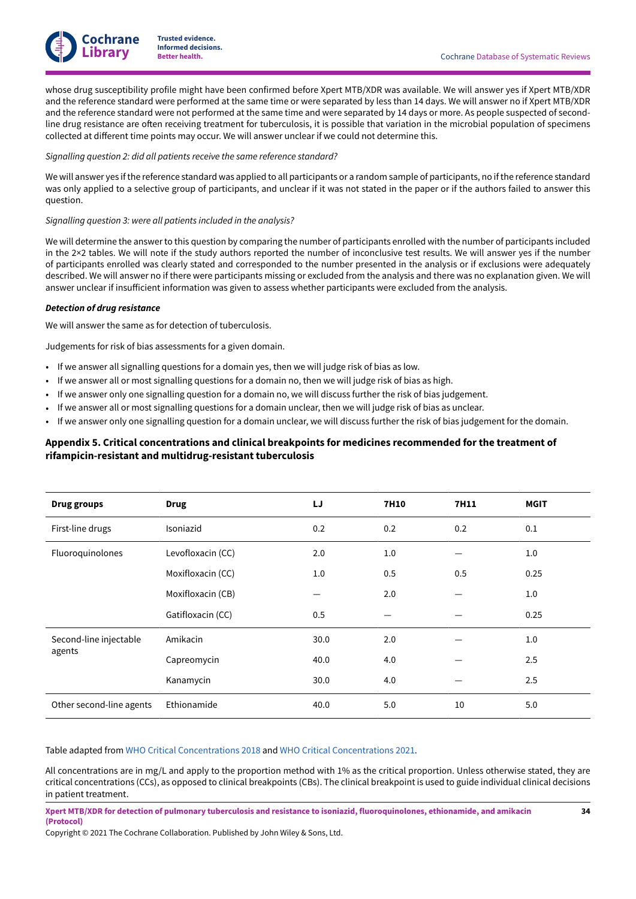whose drug susceptibility profile might have been confirmed before Xpert MTB/XDR was available. We will answer yes if Xpert MTB/XDR and the reference standard were performed at the same time or were separated by less than 14 days. We will answer no if Xpert MTB/XDR and the reference standard were not performed at the same time and were separated by 14 days or more. As people suspected of second-line drug resistance are often receiving treatment for tuberculosis, it is possible that variation in the microbial population of specimens collected at different time points may occur. We will answer unclear if we could not determine this.

*Signalling question 2: did all patients receive the same reference standard?*

We will answer yes if the reference standard was applied to all participants or a random sample of participants, no if the reference standard was only applied to a selective group of participants, and unclear if it was not stated in the paper or if the authors failed to answer this question.

*Signalling question 3: were all patients included in the analysis?*

We will determine the answer to this question by comparing the number of participants enrolled with the number of participants included in the 2×2 tables. We will note if the study authors reported the number of inconclusive test results. We will answer yes if the number of participants enrolled was clearly stated and corresponded to the number presented in the analysis or if exclusions were adequately described. We will answer no if there were participants missing or excluded from the analysis and there was no explanation given. We will answer unclear if insufficient information was given to assess whether participants were excluded from the analysis.

***Detection of drug resistance***

We will answer the same as for detection of tuberculosis.

Judgements for risk of bias assessments for a given domain.

- If we answer all signalling questions for a domain yes, then we will judge risk of bias as low.
- If we answer all or most signalling questions for a domain no, then we will judge risk of bias as high.
- If we answer only one signalling question for a domain no, we will discuss further the risk of bias judgement.
- If we answer all or most signalling questions for a domain unclear, then we will judge risk of bias as unclear.
- If we answer only one signalling question for a domain unclear, we will discuss further the risk of bias judgement for the domain.

### Appendix 5. Critical concentrations and clinical breakpoints for medicines recommended for the treatment of rifampicin-resistant and multidrug-resistant tuberculosis

| Drug groups | Drug | LJ | 7H10 | 7H11 | MGIT |
|---|---|---|---|---|---|
| First-line drugs | Isoniazid | 0.2 | 0.2 | 0.2 | 0.1 |
| Fluoroquinolones | Levofloxacin (CC) | 2.0 | 1.0 | — | 1.0 |
| | Moxifloxacin (CC) | 1.0 | 0.5 | 0.5 | 0.25 |
| | Moxifloxacin (CB) | — | 2.0 | — | 1.0 |
| | Gatifloxacin (CC) | 0.5 | — | — | 0.25 |
| Second-line injectable agents | Amikacin | 30.0 | 2.0 | — | 1.0 |
| | Capreomycin | 40.0 | 4.0 | — | 2.5 |
| | Kanamycin | 30.0 | 4.0 | — | 2.5 |
| Other second-line agents | Ethionamide | 40.0 | 5.0 | 10 | 5.0 |

Table adapted from WHO Critical Concentrations 2018 and WHO Critical Concentrations 2021.

All concentrations are in mg/L and apply to the proportion method with 1% as the critical proportion. Unless otherwise stated, they are critical concentrations (CCs), as opposed to clinical breakpoints (CBs). The clinical breakpoint is used to guide individual clinical decisions in patient treatment.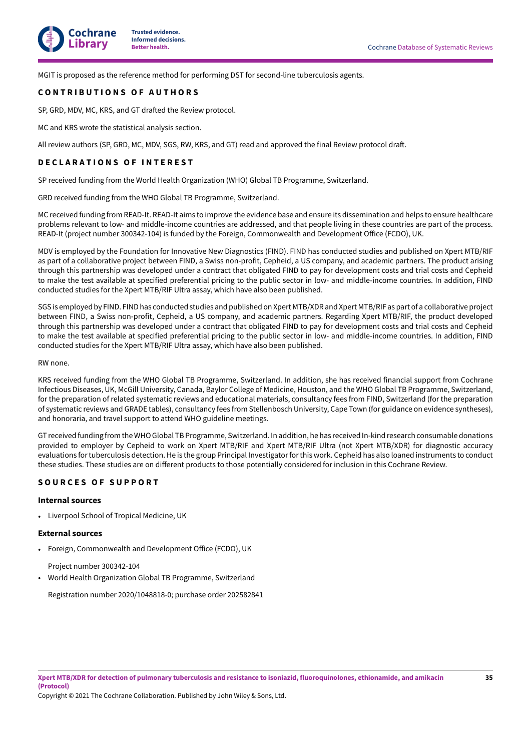MGIT is proposed as the reference method for performing DST for second-line tuberculosis agents.

## CONTRIBUTIONS OF AUTHORS

SP, GRD, MDV, MC, KRS, and GT drafted the Review protocol.

MC and KRS wrote the statistical analysis section.

All review authors (SP, GRD, MC, MDV, SGS, RW, KRS, and GT) read and approved the final Review protocol draft.

## DECLARATIONS OF INTEREST

SP received funding from the World Health Organization (WHO) Global TB Programme, Switzerland.

GRD received funding from the WHO Global TB Programme, Switzerland.

MC received funding from READ-It. READ-It aims to improve the evidence base and ensure its dissemination and helps to ensure healthcare problems relevant to low- and middle-income countries are addressed, and that people living in these countries are part of the process. READ-It (project number 300342-104) is funded by the Foreign, Commonwealth and Development Office (FCDO), UK.

MDV is employed by the Foundation for Innovative New Diagnostics (FIND). FIND has conducted studies and published on Xpert MTB/RIF as part of a collaborative project between FIND, a Swiss non-profit, Cepheid, a US company, and academic partners. The product arising through this partnership was developed under a contract that obligated FIND to pay for development costs and trial costs and Cepheid to make the test available at specified preferential pricing to the public sector in low- and middle-income countries. In addition, FIND conducted studies for the Xpert MTB/RIF Ultra assay, which have also been published.

SGS is employed by FIND. FIND has conducted studies and published on Xpert MTB/XDR and Xpert MTB/RIF as part of a collaborative project between FIND, a Swiss non-profit, Cepheid, a US company, and academic partners. Regarding Xpert MTB/RIF, the product developed through this partnership was developed under a contract that obligated FIND to pay for development costs and trial costs and Cepheid to make the test available at specified preferential pricing to the public sector in low- and middle-income countries. In addition, FIND conducted studies for the Xpert MTB/RIF Ultra assay, which have also been published.

RW none.

KRS received funding from the WHO Global TB Programme, Switzerland. In addition, she has received financial support from Cochrane Infectious Diseases, UK, McGill University, Canada, Baylor College of Medicine, Houston, and the WHO Global TB Programme, Switzerland, for the preparation of related systematic reviews and educational materials, consultancy fees from FIND, Switzerland (for the preparation of systematic reviews and GRADE tables), consultancy fees from Stellenbosch University, Cape Town (for guidance on evidence syntheses), and honoraria, and travel support to attend WHO guideline meetings.

GT received funding from the WHO Global TB Programme, Switzerland. In addition, he has received In-kind research consumable donations provided to employer by Cepheid to work on Xpert MTB/RIF and Xpert MTB/RIF Ultra (not Xpert MTB/XDR) for diagnostic accuracy evaluations for tuberculosis detection. He is the group Principal Investigator for this work. Cepheid has also loaned instruments to conduct these studies. These studies are on different products to those potentially considered for inclusion in this Cochrane Review.

## SOURCES OF SUPPORT

### Internal sources

- Liverpool School of Tropical Medicine, UK

### External sources

- Foreign, Commonwealth and Development Office (FCDO), UK

  Project number 300342-104

- World Health Organization Global TB Programme, Switzerland

  Registration number 2020/1048818-0; purchase order 202582841